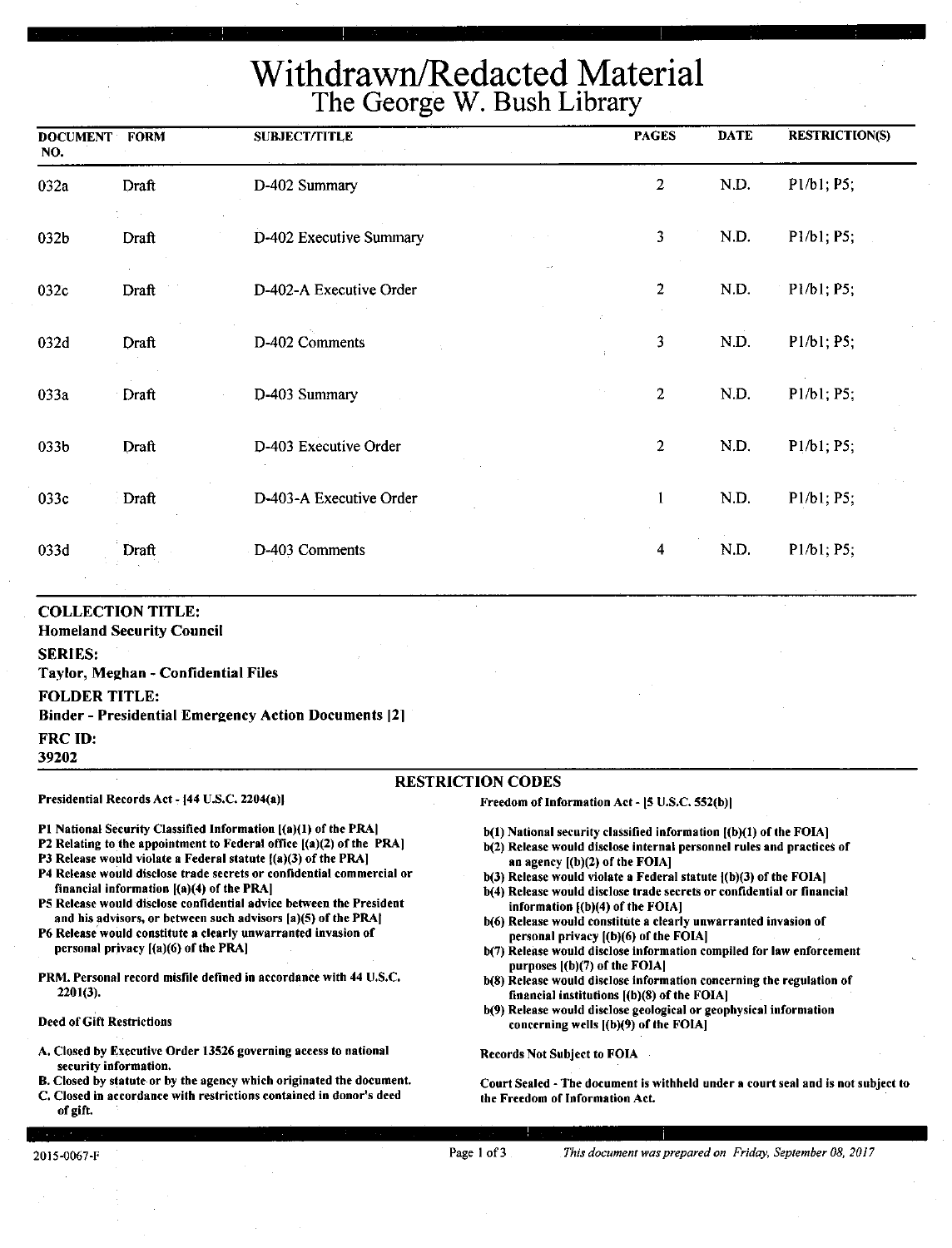# Withdrawn/Redacted Material
## The George W. Bush Library

| DOCUMENT NO. | FORM | SUBJECT/TITLE | PAGES | DATE | RESTRICTION(S) |
|---|---|---|---|---|---|
| 032a | Draft | D-402 Summary | 2 | N.D. | P1/b1; P5; |
| 032b | Draft | D-402 Executive Summary | 3 | N.D. | P1/b1; P5; |
| 032c | Draft | D-402-A Executive Order | 2 | N.D. | P1/b1; P5; |
| 032d | Draft | D-402 Comments | 3 | N.D. | P1/b1; P5; |
| 033a | Draft | D-403 Summary | 2 | N.D. | P1/b1; P5; |
| 033b | Draft | D-403 Executive Order | 2 | N.D. | P1/b1; P5; |
| 033c | Draft | D-403-A Executive Order | 1 | N.D. | P1/b1; P5; |
| 033d | Draft | D-403 Comments | 4 | N.D. | P1/b1; P5; |

**COLLECTION TITLE:**
**Homeland Security Council**

**SERIES:**
**Taylor, Meghan - Confidential Files**

**FOLDER TITLE:**
**Binder - Presidential Emergency Action Documents [2]**

**FRC ID:**
**39202**

### RESTRICTION CODES

**Presidential Records Act - [44 U.S.C. 2204(a)]**

- P1 National Security Classified Information [(a)(1) of the PRA]
- P2 Relating to the appointment to Federal office [(a)(2) of the PRA]
- P3 Release would violate a Federal statute [(a)(3) of the PRA]
- P4 Release would disclose trade secrets or confidential commercial or financial information [(a)(4) of the PRA]
- P5 Release would disclose confidential advice between the President and his advisors, or between such advisors [a)(5) of the PRA]
- P6 Release would constitute a clearly unwarranted invasion of personal privacy [(a)(6) of the PRA]

PRM. Personal record misfile defined in accordance with 44 U.S.C. 2201(3).

Deed of Gift Restrictions

- A. Closed by Executive Order 13526 governing access to national security information.
- B. Closed by statute or by the agency which originated the document.
- C. Closed in accordance with restrictions contained in donor's deed of gift.

**Freedom of Information Act - [5 U.S.C. 552(b)]**

- b(1) National security classified information [(b)(1) of the FOIA]
- b(2) Release would disclose internal personnel rules and practices of an agency [(b)(2) of the FOIA]
- b(3) Release would violate a Federal statute [(b)(3) of the FOIA]
- b(4) Release would disclose trade secrets or confidential or financial information [(b)(4) of the FOIA]
- b(6) Release would constitute a clearly unwarranted invasion of personal privacy [(b)(6) of the FOIA]
- b(7) Release would disclose information compiled for law enforcement purposes [(b)(7) of the FOIA]
- b(8) Release would disclose information concerning the regulation of financial institutions [(b)(8) of the FOIA]
- b(9) Release would disclose geological or geophysical information concerning wells [(b)(9) of the FOIA]

Records Not Subject to FOIA

Court Sealed - The document is withheld under a court seal and is not subject to the Freedom of Information Act.

2015-0067-F

*This document was prepared on Friday, September 08, 2017*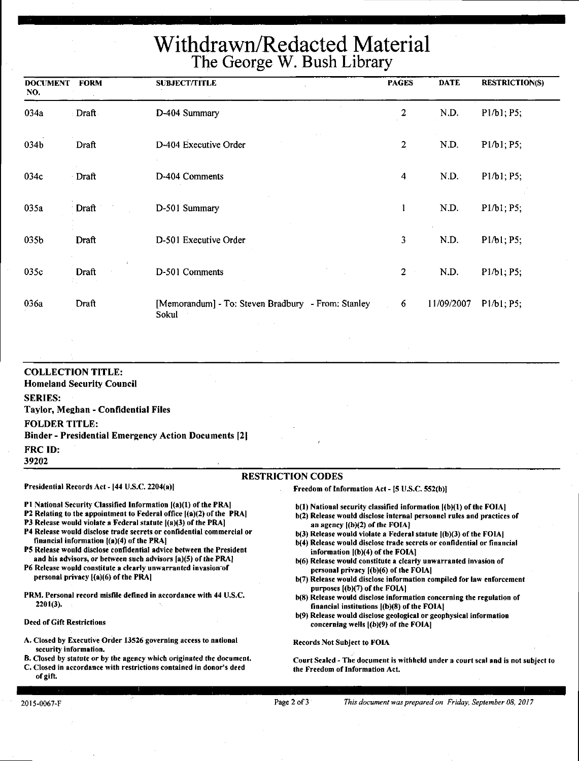# Withdrawn/Redacted Material
## The George W. Bush Library

| DOCUMENT NO. | FORM | SUBJECT/TITLE | PAGES | DATE | RESTRICTION(S) |
|---|---|---|---|---|---|
| 034a | Draft | D-404 Summary | 2 | N.D. | P1/b1; P5; |
| 034b | Draft | D-404 Executive Order | 2 | N.D. | P1/b1; P5; |
| 034c | Draft | D-404 Comments | 4 | N.D. | P1/b1; P5; |
| 035a | Draft | D-501 Summary | 1 | N.D. | P1/b1; P5; |
| 035b | Draft | D-501 Executive Order | 3 | N.D. | P1/b1; P5; |
| 035c | Draft | D-501 Comments | 2 | N.D. | P1/b1; P5; |
| 036a | Draft | [Memorandum] - To: Steven Bradbury - From: Stanley Sokul | 6 | 11/09/2007 | P1/b1; P5; |

**COLLECTION TITLE:**
**Homeland Security Council**

**SERIES:**
**Taylor, Meghan - Confidential Files**

**FOLDER TITLE:**
**Binder - Presidential Emergency Action Documents [2]**

**FRC ID:**
**39202**

### RESTRICTION CODES

**Presidential Records Act - [44 U.S.C. 2204(a)]**

**P1 National Security Classified Information [(a)(1) of the PRA]**
**P2 Relating to the appointment to Federal office [(a)(2) of the PRA]**
**P3 Release would violate a Federal statute [(a)(3) of the PRA]**
**P4 Release would disclose trade secrets or confidential commercial or financial information [(a)(4) of the PRA]**
**P5 Release would disclose confidential advice between the President and his advisors, or between such advisors [a)(5) of the PRA]**
**P6 Release would constitute a clearly unwarranted invasion of personal privacy [(a)(6) of the PRA]**

**PRM. Personal record misfile defined in accordance with 44 U.S.C. 2201(3).**

**Deed of Gift Restrictions**

**A. Closed by Executive Order 13526 governing access to national security information.**
**B. Closed by statute or by the agency which originated the document.**
**C. Closed in accordance with restrictions contained in donor's deed of gift.**

**Freedom of Information Act - [5 U.S.C. 552(b)]**

**b(1) National security classified information [(b)(1) of the FOIA]**
**b(2) Release would disclose internal personnel rules and practices of an agency [(b)(2) of the FOIA]**
**b(3) Release would violate a Federal statute [(b)(3) of the FOIA]**
**b(4) Release would disclose trade secrets or confidential or financial information [(b)(4) of the FOIA]**
**b(6) Release would constitute a clearly unwarranted invasion of personal privacy [(b)(6) of the FOIA]**
**b(7) Release would disclose information compiled for law enforcement purposes [(b)(7) of the FOIA]**
**b(8) Release would disclose information concerning the regulation of financial institutions [(b)(8) of the FOIA]**
**b(9) Release would disclose geological or geophysical information concerning wells [(b)(9) of the FOIA]**

**Records Not Subject to FOIA**

**Court Sealed - The document is withheld under a court seal and is not subject to the Freedom of Information Act.**

2015-0067-F

*This document was prepared on Friday, September 08, 2017*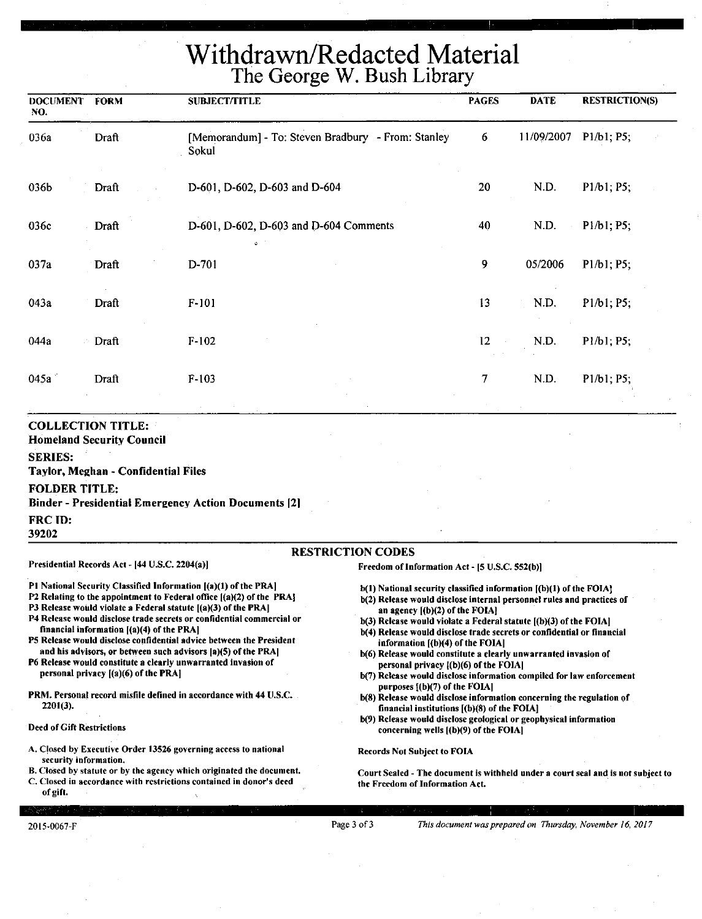# Withdrawn/Redacted Material
## The George W. Bush Library

| DOCUMENT NO. | FORM | SUBJECT/TITLE | PAGES | DATE | RESTRICTION(S) |
|---|---|---|---|---|---|
| 036a | Draft | [Memorandum] - To: Steven Bradbury - From: Stanley Sokul | 6 | 11/09/2007 | P1/b1; P5; |
| 036b | Draft | D-601, D-602, D-603 and D-604 | 20 | N.D. | P1/b1; P5; |
| 036c | Draft | D-601, D-602, D-603 and D-604 Comments | 40 | N.D. | P1/b1; P5; |
| 037a | Draft | D-701 | 9 | 05/2006 | P1/b1; P5; |
| 043a | Draft | F-101 | 13 | N.D. | P1/b1; P5; |
| 044a | Draft | F-102 | 12 | N.D. | P1/b1; P5; |
| 045a | Draft | F-103 | 7 | N.D. | P1/b1; P5; |

**COLLECTION TITLE:**
**Homeland Security Council**

**SERIES:**
**Taylor, Meghan - Confidential Files**

**FOLDER TITLE:**
**Binder - Presidential Emergency Action Documents [2]**

**FRC ID:**
**39202**

### RESTRICTION CODES

**Presidential Records Act - [44 U.S.C. 2204(a)]**

**P1 National Security Classified Information [(a)(1) of the PRA]**
**P2 Relating to the appointment to Federal office [(a)(2) of the PRA]**
**P3 Release would violate a Federal statute [(a)(3) of the PRA]**
**P4 Release would disclose trade secrets or confidential commercial or financial information [(a)(4) of the PRA]**
**P5 Release would disclose confidential advice between the President and his advisors, or between such advisors [a)(5) of the PRA]**
**P6 Release would constitute a clearly unwarranted invasion of personal privacy [(a)(6) of the PRA]**

**PRM. Personal record misfile defined in accordance with 44 U.S.C. 2201(3).**

**Deed of Gift Restrictions**

**A. Closed by Executive Order 13526 governing access to national security information.**
**B. Closed by statute or by the agency which originated the document.**
**C. Closed in accordance with restrictions contained in donor's deed of gift.**

**Freedom of Information Act - [5 U.S.C. 552(b)]**

**b(1) National security classified information [(b)(1) of the FOIA]**
**b(2) Release would disclose internal personnel rules and practices of an agency [(b)(2) of the FOIA]**
**b(3) Release would violate a Federal statute [(b)(3) of the FOIA]**
**b(4) Release would disclose trade secrets or confidential or financial information [(b)(4) of the FOIA]**
**b(6) Release would constitute a clearly unwarranted invasion of personal privacy [(b)(6) of the FOIA]**
**b(7) Release would disclose information compiled for law enforcement purposes [(b)(7) of the FOIA]**
**b(8) Release would disclose information concerning the regulation of financial institutions [(b)(8) of the FOIA]**
**b(9) Release would disclose geological or geophysical information concerning wells [(b)(9) of the FOIA]**

**Records Not Subject to FOIA**

**Court Sealed - The document is withheld under a court seal and is not subject to the Freedom of Information Act.**

2015-0067-F

*This document was prepared on Thursday, November 16, 2017*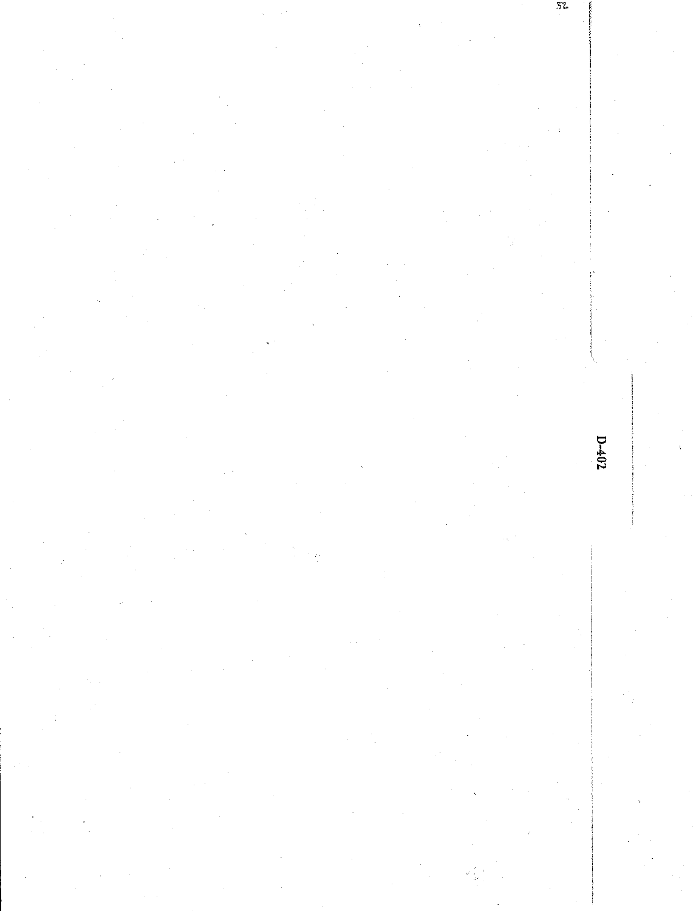D-402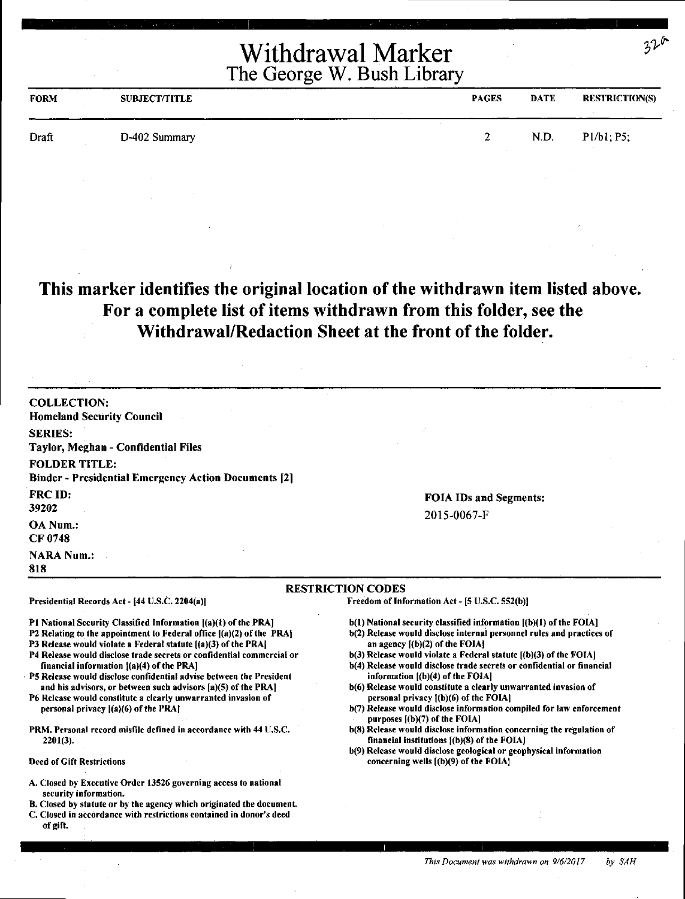# Withdrawal Marker

## The George W. Bush Library

| FORM | SUBJECT/TITLE | PAGES | DATE | RESTRICTION(S) |
| --- | --- | --- | --- | --- |
| Draft | D-402 Summary | 2 | N.D. | P1/b1; P5; |

**This marker identifies the original location of the withdrawn item listed above. For a complete list of items withdrawn from this folder, see the Withdrawal/Redaction Sheet at the front of the folder.**

**COLLECTION:**
Homeland Security Council

**SERIES:**
Taylor, Meghan - Confidential Files

**FOLDER TITLE:**
Binder - Presidential Emergency Action Documents [2]

**FRC ID:**
39202

**OA Num.:**
CF 0748

**NARA Num.:**
818

**FOIA IDs and Segments:**
2015-0067-F

### RESTRICTION CODES

Presidential Records Act - [44 U.S.C. 2204(a)]

P1 National Security Classified Information [(a)(1) of the PRA]
P2 Relating to the appointment to Federal office [(a)(2) of the PRA]
P3 Release would violate a Federal statute [(a)(3) of the PRA]
P4 Release would disclose trade secrets or confidential commercial or financial information [(a)(4) of the PRA]
P5 Release would disclose confidential advise between the President and his advisors, or between such advisors [a)(5) of the PRA]
P6 Release would constitute a clearly unwarranted invasion of personal privacy [(a)(6) of the PRA]

PRM. Personal record misfile defined in accordance with 44 U.S.C. 2201(3).

Deed of Gift Restrictions

A. Closed by Executive Order 13526 governing access to national security information.
B. Closed by statute or by the agency which originated the document.
C. Closed in accordance with restrictions contained in donor's deed of gift.

Freedom of Information Act - [5 U.S.C. 552(b)]

b(1) National security classified information [(b)(1) of the FOIA]
b(2) Release would disclose internal personnel rules and practices of an agency [(b)(2) of the FOIA]
b(3) Release would violate a Federal statute [(b)(3) of the FOIA]
b(4) Release would disclose trade secrets or confidential or financial information [(b)(4) of the FOIA]
b(6) Release would constitute a clearly unwarranted invasion of personal privacy [(b)(6) of the FOIA]
b(7) Release would disclose information compiled for law enforcement purposes [(b)(7) of the FOIA]
b(8) Release would disclose information concerning the regulation of financial institutions [(b)(8) of the FOIA]
b(9) Release would disclose geological or geophysical information concerning wells [(b)(9) of the FOIA]

*This Document was withdrawn on 9/6/2017 by SAH*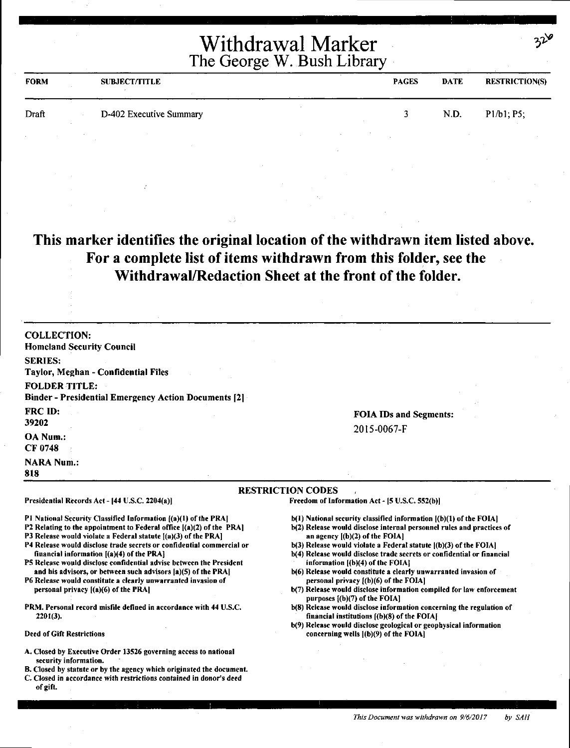# Withdrawal Marker
## The George W. Bush Library

326

| FORM | SUBJECT/TITLE | PAGES | DATE | RESTRICTION(S) |
|---|---|---|---|---|
| Draft | D-402 Executive Summary | 3 | N.D. | P1/b1; P5; |

**This marker identifies the original location of the withdrawn item listed above. For a complete list of items withdrawn from this folder, see the Withdrawal/Redaction Sheet at the front of the folder.**

**COLLECTION:**
**Homeland Security Council**

**SERIES:**
**Taylor, Meghan - Confidential Files**

**FOLDER TITLE:**
**Binder - Presidential Emergency Action Documents [2]**

**FRC ID:**
**39202**

**OA Num.:**
**CF 0748**

**NARA Num.:**
**818**

**FOIA IDs and Segments:**
2015-0067-F

**RESTRICTION CODES**

**Presidential Records Act - [44 U.S.C. 2204(a)]**

- P1 National Security Classified Information [(a)(1) of the PRA]
- P2 Relating to the appointment to Federal office [(a)(2) of the PRA]
- P3 Release would violate a Federal statute [(a)(3) of the PRA]
- P4 Release would disclose trade secrets or confidential commercial or financial information [(a)(4) of the PRA]
- P5 Release would disclose confidential advise between the President and his advisors, or between such advisors [a)(5) of the PRA]
- P6 Release would constitute a clearly unwarranted invasion of personal privacy [(a)(6) of the PRA]

PRM. Personal record misfile defined in accordance with 44 U.S.C. 2201(3).

**Deed of Gift Restrictions**

- A. Closed by Executive Order 13526 governing access to national security information.
- B. Closed by statute or by the agency which originated the document.
- C. Closed in accordance with restrictions contained in donor's deed of gift.

**Freedom of Information Act - [5 U.S.C. 552(b)]**

- b(1) National security classified information [(b)(1) of the FOIA]
- b(2) Release would disclose internal personnel rules and practices of an agency [(b)(2) of the FOIA]
- b(3) Release would violate a Federal statute [(b)(3) of the FOIA]
- b(4) Release would disclose trade secrets or confidential or financial information [(b)(4) of the FOIA]
- b(6) Release would constitute a clearly unwarranted invasion of personal privacy [(b)(6) of the FOIA]
- b(7) Release would disclose information compiled for law enforcement purposes [(b)(7) of the FOIA]
- b(8) Release would disclose information concerning the regulation of financial institutions [(b)(8) of the FOIA]
- b(9) Release would disclose geological or geophysical information concerning wells [(b)(9) of the FOIA]

*This Document was withdrawn on 9/6/2017 by SAH*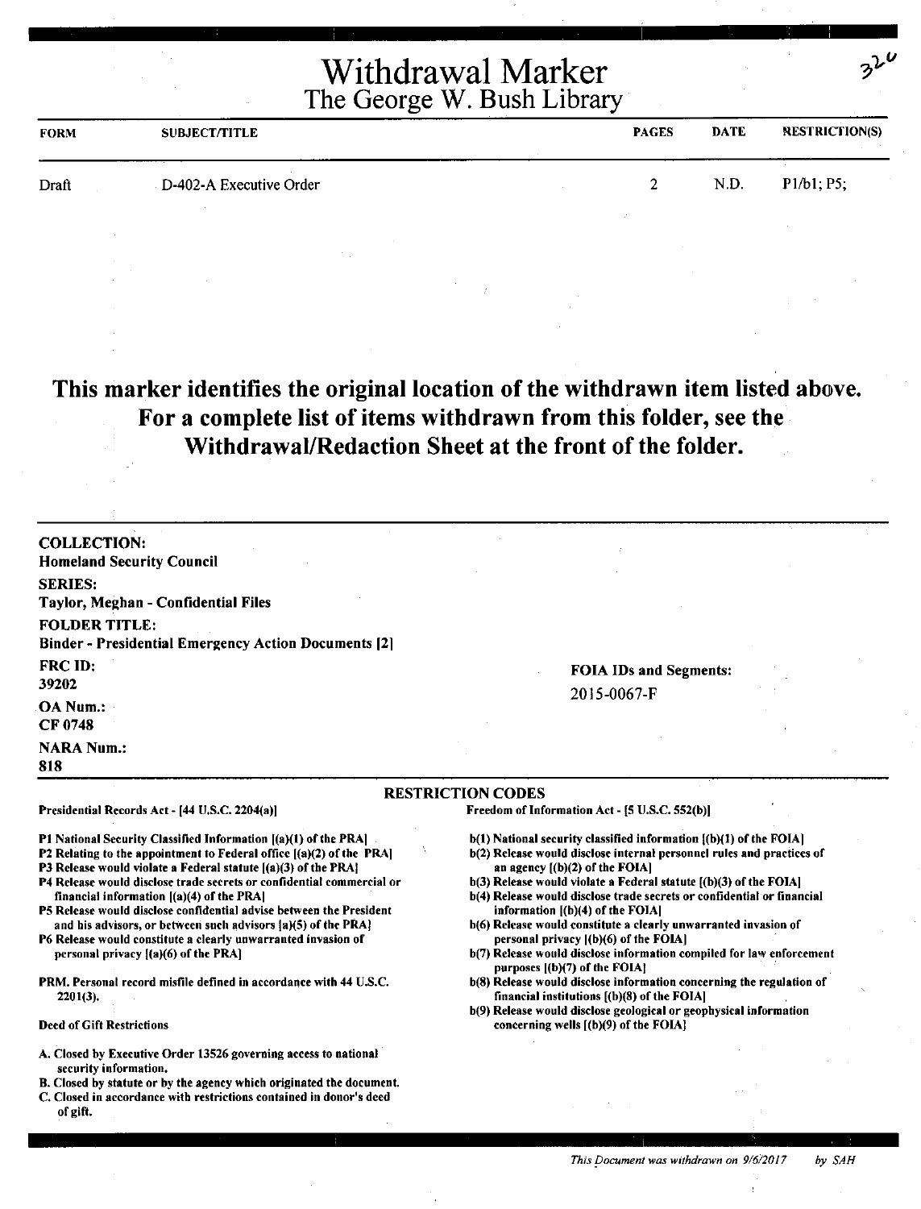# Withdrawal Marker
## The George W. Bush Library

32

| FORM | SUBJECT/TITLE | PAGES | DATE | RESTRICTION(S) |
|---|---|---|---|---|
| Draft | D-402-A Executive Order | 2 | N.D. | P1/b1; P5; |

**This marker identifies the original location of the withdrawn item listed above. For a complete list of items withdrawn from this folder, see the Withdrawal/Redaction Sheet at the front of the folder.**

**COLLECTION:**
Homeland Security Council

**SERIES:**
Taylor, Meghan - Confidential Files

**FOLDER TITLE:**
Binder - Presidential Emergency Action Documents [2]

**FRC ID:**
39202

**OA Num.:**
CF 0748

**NARA Num.:**
818

**FOIA IDs and Segments:**
2015-0067-F

### RESTRICTION CODES

**Presidential Records Act - [44 U.S.C. 2204(a)]**

P1 National Security Classified Information [(a)(1) of the PRA]
P2 Relating to the appointment to Federal office [(a)(2) of the PRA]
P3 Release would violate a Federal statute [(a)(3) of the PRA]
P4 Release would disclose trade secrets or confidential commercial or financial information [(a)(4) of the PRA]
P5 Release would disclose confidential advise between the President and his advisors, or between such advisors [a)(5) of the PRA]
P6 Release would constitute a clearly unwarranted invasion of personal privacy [(a)(6) of the PRA]

PRM. Personal record misfile defined in accordance with 44 U.S.C. 2201(3).

Deed of Gift Restrictions

A. Closed by Executive Order 13526 governing access to national security information.
B. Closed by statute or by the agency which originated the document.
C. Closed in accordance with restrictions contained in donor's deed of gift.

**Freedom of Information Act - [5 U.S.C. 552(b)]**

b(1) National security classified information [(b)(1) of the FOIA]
b(2) Release would disclose internal personnel rules and practices of an agency [(b)(2) of the FOIA]
b(3) Release would violate a Federal statute [(b)(3) of the FOIA]
b(4) Release would disclose trade secrets or confidential or financial information [(b)(4) of the FOIA]
b(6) Release would constitute a clearly unwarranted invasion of personal privacy [(b)(6) of the FOIA]
b(7) Release would disclose information compiled for law enforcement purposes [(b)(7) of the FOIA]
b(8) Release would disclose information concerning the regulation of financial institutions [(b)(8) of the FOIA]
b(9) Release would disclose geological or geophysical information concerning wells [(b)(9) of the FOIA]

*This Document was withdrawn on 9/6/2017 by SAH*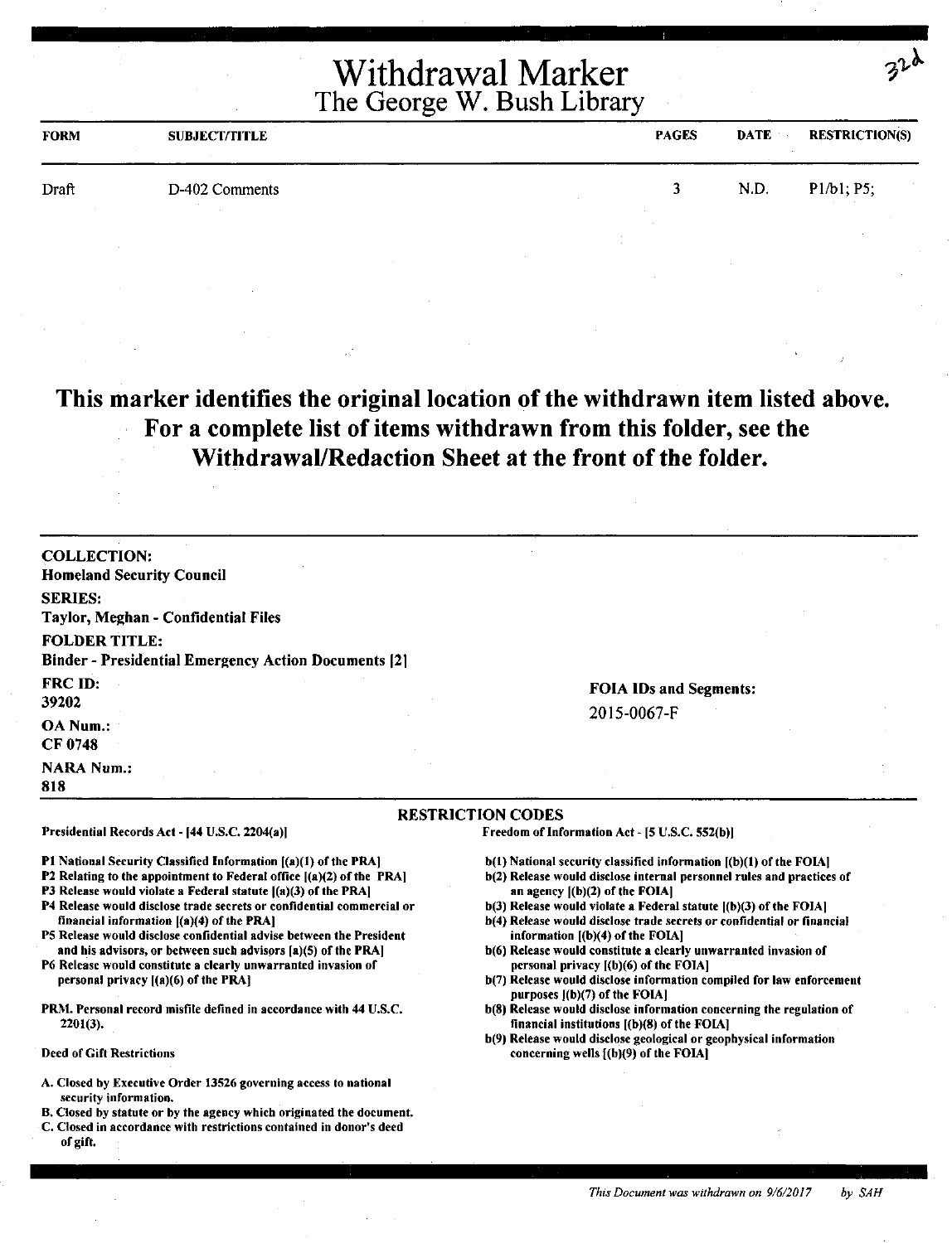# Withdrawal Marker
## The George W. Bush Library

32d

| FORM | SUBJECT/TITLE | PAGES | DATE | RESTRICTION(S) |
| --- | --- | --- | --- | --- |
| Draft | D-402 Comments | 3 | N.D. | P1/b1; P5; |

**This marker identifies the original location of the withdrawn item listed above. For a complete list of items withdrawn from this folder, see the Withdrawal/Redaction Sheet at the front of the folder.**

**COLLECTION:**
**Homeland Security Council**

**SERIES:**
**Taylor, Meghan - Confidential Files**

**FOLDER TITLE:**
**Binder - Presidential Emergency Action Documents [2]**

**FRC ID:**
**39202**

**OA Num.:**
**CF 0748**

**NARA Num.:**
**818**

**FOIA IDs and Segments:**
2015-0067-F

**RESTRICTION CODES**

Presidential Records Act - [44 U.S.C. 2204(a)]

**P1** National Security Classified Information [(a)(1) of the PRA]
**P2** Relating to the appointment to Federal office [(a)(2) of the PRA]
**P3** Release would violate a Federal statute [(a)(3) of the PRA]
**P4** Release would disclose trade secrets or confidential commercial or financial information [(a)(4) of the PRA]
**P5** Release would disclose confidential advise between the President and his advisors, or between such advisors [a)(5) of the PRA]
**P6** Release would constitute a clearly unwarranted invasion of personal privacy [(a)(6) of the PRA]

**PRM.** Personal record misfile defined in accordance with 44 U.S.C. 2201(3).

Deed of Gift Restrictions

A. Closed by Executive Order 13526 governing access to national security information.
B. Closed by statute or by the agency which originated the document.
C. Closed in accordance with restrictions contained in donor's deed of gift.

Freedom of Information Act - [5 U.S.C. 552(b)]

b(1) National security classified information [(b)(1) of the FOIA]
b(2) Release would disclose internal personnel rules and practices of an agency [(b)(2) of the FOIA]
b(3) Release would violate a Federal statute [(b)(3) of the FOIA]
b(4) Release would disclose trade secrets or confidential or financial information [(b)(4) of the FOIA]
b(6) Release would constitute a clearly unwarranted invasion of personal privacy [(b)(6) of the FOIA]
b(7) Release would disclose information compiled for law enforcement purposes [(b)(7) of the FOIA]
b(8) Release would disclose information concerning the regulation of financial institutions [(b)(8) of the FOIA]
b(9) Release would disclose geological or geophysical information concerning wells [(b)(9) of the FOIA]

*This Document was withdrawn on 9/6/2017 by SAH*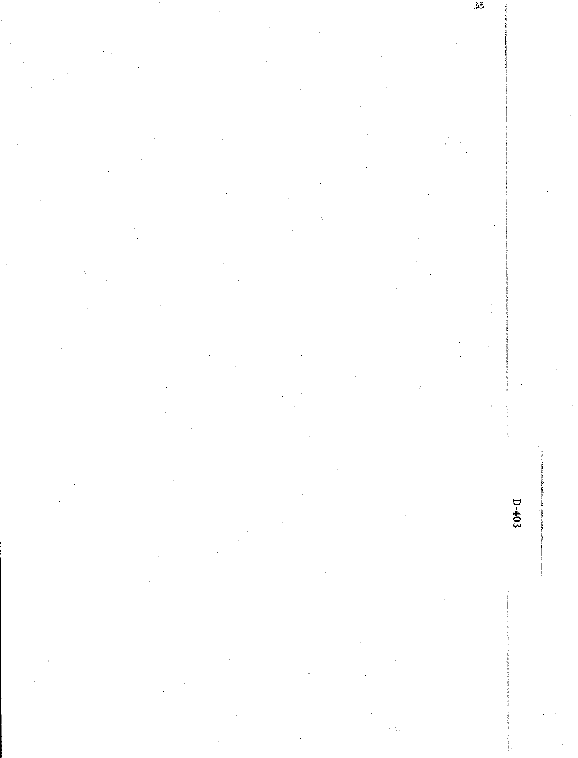D-403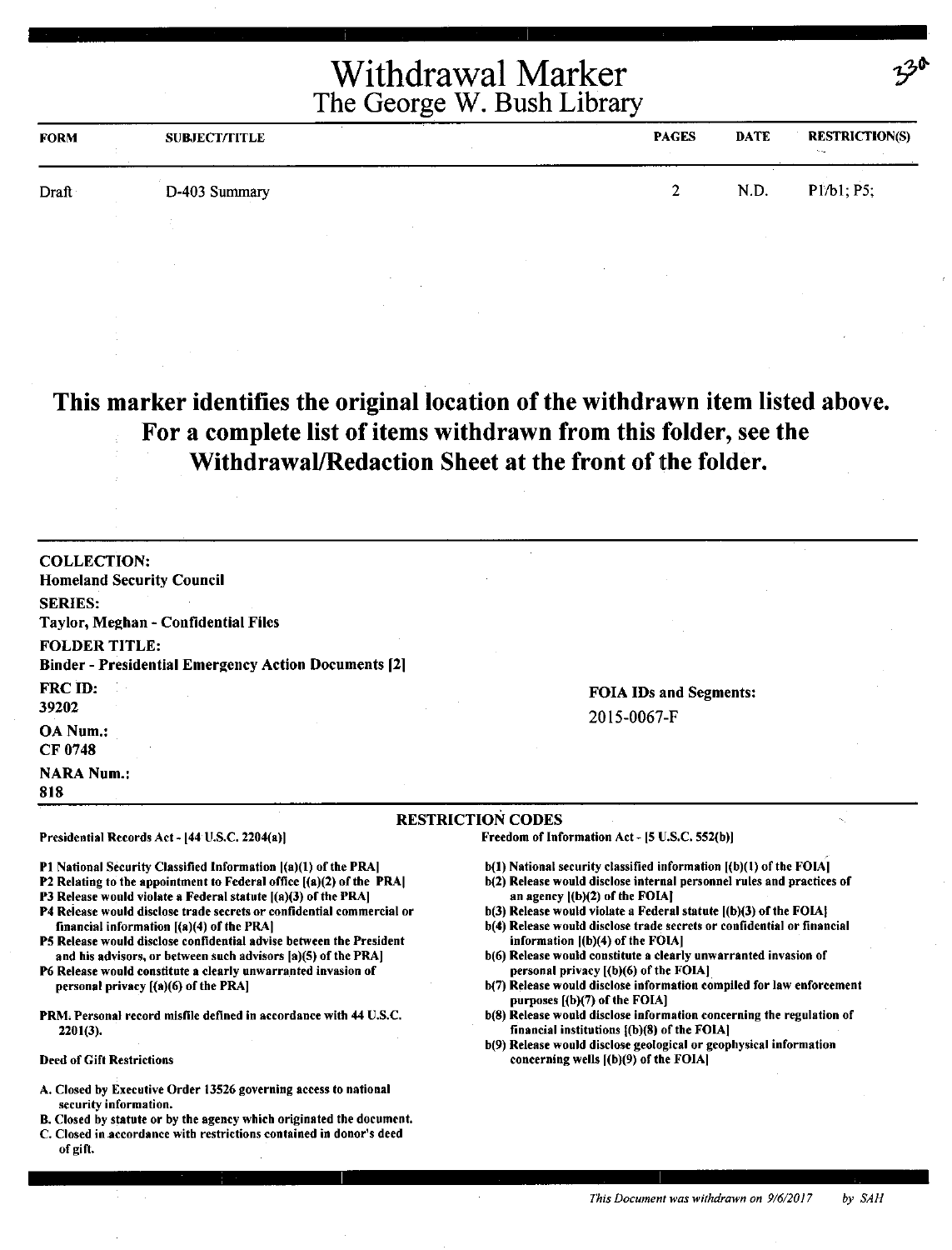# Withdrawal Marker
## The George W. Bush Library

33a

| FORM | SUBJECT/TITLE | PAGES | DATE | RESTRICTION(S) |
|---|---|---|---|---|
| Draft | D-403 Summary | 2 | N.D. | P1/b1; P5; |

**This marker identifies the original location of the withdrawn item listed above. For a complete list of items withdrawn from this folder, see the Withdrawal/Redaction Sheet at the front of the folder.**

**COLLECTION:**
**Homeland Security Council**

**SERIES:**
**Taylor, Meghan - Confidential Files**

**FOLDER TITLE:**
**Binder - Presidential Emergency Action Documents [2]**

**FRC ID:**
**39202**

**OA Num.:**
**CF 0748**

**NARA Num.:**
**818**

**FOIA IDs and Segments:**
2015-0067-F

**RESTRICTION CODES**

Presidential Records Act - [44 U.S.C. 2204(a)]

P1 National Security Classified Information [(a)(1) of the PRA]
P2 Relating to the appointment to Federal office [(a)(2) of the PRA]
P3 Release would violate a Federal statute [(a)(3) of the PRA]
P4 Release would disclose trade secrets or confidential commercial or financial information [(a)(4) of the PRA]
P5 Release would disclose confidential advise between the President and his advisors, or between such advisors [a)(5) of the PRA]
P6 Release would constitute a clearly unwarranted invasion of personal privacy [(a)(6) of the PRA]

PRM. Personal record misfile defined in accordance with 44 U.S.C. 2201(3).

Deed of Gift Restrictions

A. Closed by Executive Order 13526 governing access to national security information.
B. Closed by statute or by the agency which originated the document.
C. Closed in accordance with restrictions contained in donor's deed of gift.

Freedom of Information Act - [5 U.S.C. 552(b)]

b(1) National security classified information [(b)(1) of the FOIA]
b(2) Release would disclose internal personnel rules and practices of an agency [(b)(2) of the FOIA]
b(3) Release would violate a Federal statute [(b)(3) of the FOIA]
b(4) Release would disclose trade secrets or confidential or financial information [(b)(4) of the FOIA]
b(6) Release would constitute a clearly unwarranted invasion of personal privacy [(b)(6) of the FOIA]
b(7) Release would disclose information compiled for law enforcement purposes [(b)(7) of the FOIA]
b(8) Release would disclose information concerning the regulation of financial institutions [(b)(8) of the FOIA]
b(9) Release would disclose geological or geophysical information concerning wells [(b)(9) of the FOIA]

*This Document was withdrawn on 9/6/2017 by SAH*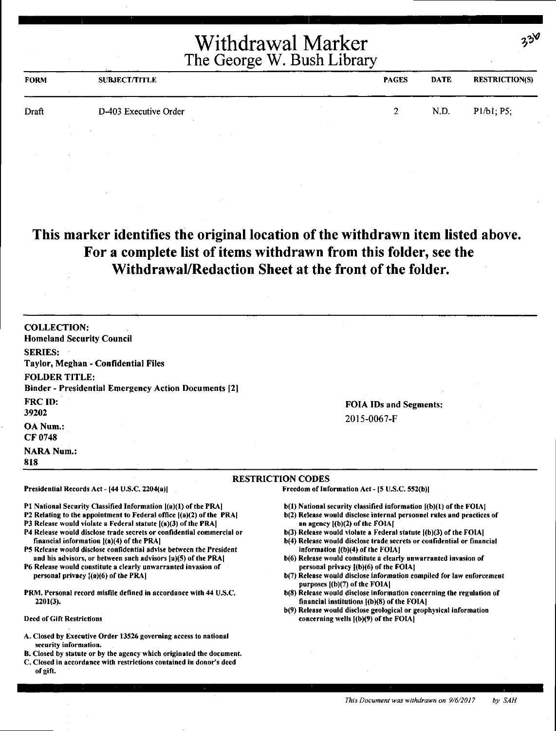# Withdrawal Marker
## The George W. Bush Library

330

| FORM | SUBJECT/TITLE | PAGES | DATE | RESTRICTION(S) |
|---|---|---|---|---|
| Draft | D-403 Executive Order | 2 | N.D. | P1/b1; P5; |

## This marker identifies the original location of the withdrawn item listed above. For a complete list of items withdrawn from this folder, see the Withdrawal/Redaction Sheet at the front of the folder.

**COLLECTION:**
**Homeland Security Council**

**SERIES:**
**Taylor, Meghan - Confidential Files**

**FOLDER TITLE:**
**Binder - Presidential Emergency Action Documents [2]**

**FRC ID:**
**39202**

**OA Num.:**
**CF 0748**

**NARA Num.:**
**818**

**FOIA IDs and Segments:**
2015-0067-F

**RESTRICTION CODES**

**Presidential Records Act - [44 U.S.C. 2204(a)]**

P1 National Security Classified Information [(a)(1) of the PRA]
P2 Relating to the appointment to Federal office [(a)(2) of the PRA]
P3 Release would violate a Federal statute [(a)(3) of the PRA]
P4 Release would disclose trade secrets or confidential commercial or financial information [(a)(4) of the PRA]
P5 Release would disclose confidential advise between the President and his advisors, or between such advisors [a)(5) of the PRA]
P6 Release would constitute a clearly unwarranted invasion of personal privacy [(a)(6) of the PRA]

PRM. Personal record misfile defined in accordance with 44 U.S.C. 2201(3).

Deed of Gift Restrictions

A. Closed by Executive Order 13526 governing access to national security information.
B. Closed by statute or by the agency which originated the document.
C. Closed in accordance with restrictions contained in donor's deed of gift.

**Freedom of Information Act - [5 U.S.C. 552(b)]**

b(1) National security classified information [(b)(1) of the FOIA]
b(2) Release would disclose internal personnel rules and practices of an agency [(b)(2) of the FOIA]
b(3) Release would violate a Federal statute [(b)(3) of the FOIA]
b(4) Release would disclose trade secrets or confidential or financial information [(b)(4) of the FOIA]
b(6) Release would constitute a clearly unwarranted invasion of personal privacy [(b)(6) of the FOIA]
b(7) Release would disclose information compiled for law enforcement purposes [(b)(7) of the FOIA]
b(8) Release would disclose information concerning the regulation of financial institutions [(b)(8) of the FOIA]
b(9) Release would disclose geological or geophysical information concerning wells [(b)(9) of the FOIA]

*This Document was withdrawn on 9/6/2017 by SAH*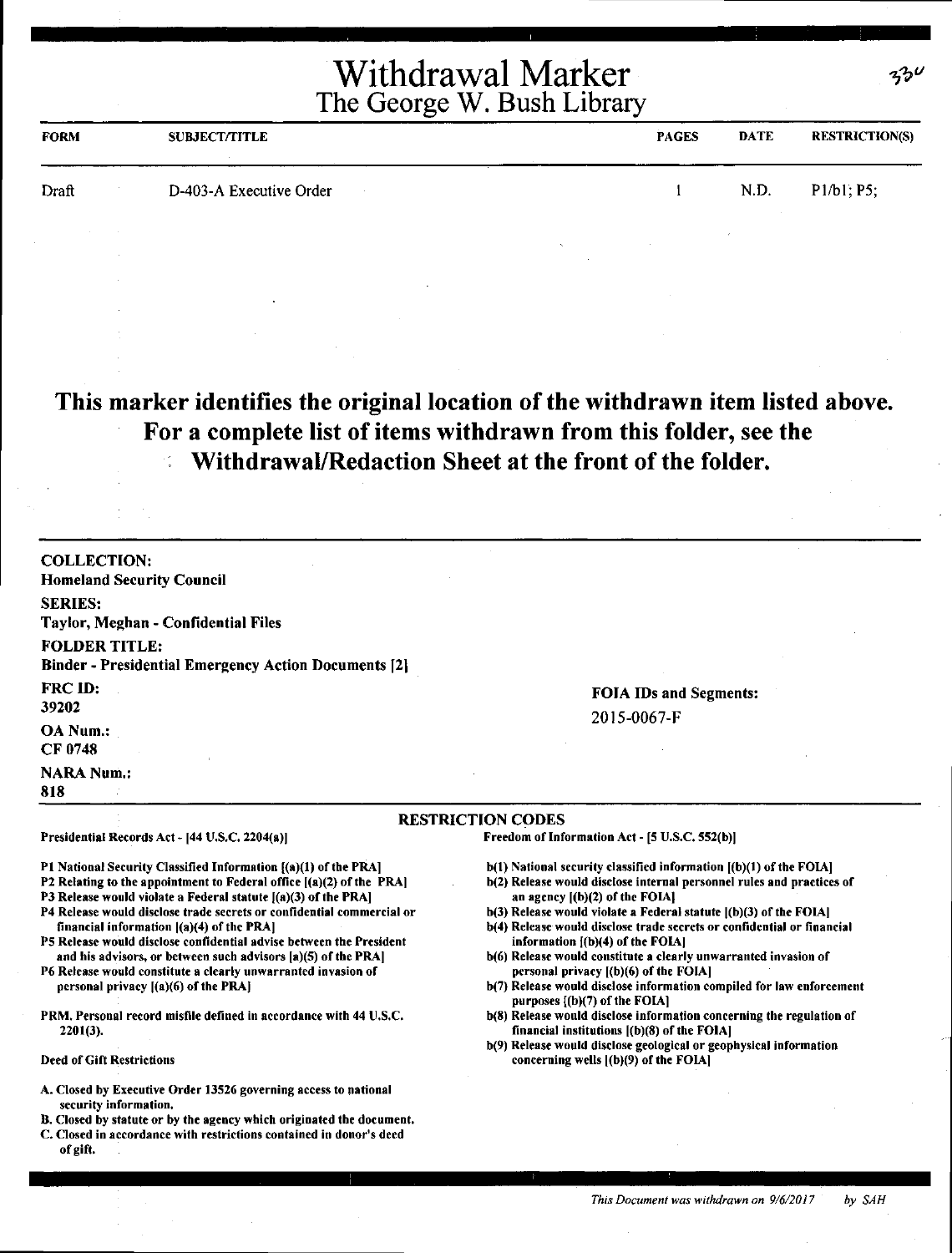# Withdrawal Marker
## The George W. Bush Library

33U

| FORM | SUBJECT/TITLE | PAGES | DATE | RESTRICTION(S) |
|---|---|---|---|---|
| Draft | D-403-A Executive Order | 1 | N.D. | P1/b1; P5; |

## This marker identifies the original location of the withdrawn item listed above. For a complete list of items withdrawn from this folder, see the Withdrawal/Redaction Sheet at the front of the folder.

**COLLECTION:**
Homeland Security Council

**SERIES:**
Taylor, Meghan - Confidential Files

**FOLDER TITLE:**
Binder - Presidential Emergency Action Documents [2]

**FRC ID:**
39202

**OA Num.:**
CF 0748

**NARA Num.:**
818

**FOIA IDs and Segments:**
2015-0067-F

### RESTRICTION CODES

**Presidential Records Act - [44 U.S.C. 2204(a)]**

- P1 National Security Classified Information [(a)(1) of the PRA]
- P2 Relating to the appointment to Federal office [(a)(2) of the PRA]
- P3 Release would violate a Federal statute [(a)(3) of the PRA]
- P4 Release would disclose trade secrets or confidential commercial or financial information [(a)(4) of the PRA]
- P5 Release would disclose confidential advise between the President and his advisors, or between such advisors [a)(5) of the PRA]
- P6 Release would constitute a clearly unwarranted invasion of personal privacy [(a)(6) of the PRA]

PRM. Personal record misfile defined in accordance with 44 U.S.C. 2201(3).

**Deed of Gift Restrictions**

- A. Closed by Executive Order 13526 governing access to national security information.
- B. Closed by statute or by the agency which originated the document.
- C. Closed in accordance with restrictions contained in donor's deed of gift.

**Freedom of Information Act - [5 U.S.C. 552(b)]**

- b(1) National security classified information [(b)(1) of the FOIA]
- b(2) Release would disclose internal personnel rules and practices of an agency [(b)(2) of the FOIA]
- b(3) Release would violate a Federal statute [(b)(3) of the FOIA]
- b(4) Release would disclose trade secrets or confidential or financial information [(b)(4) of the FOIA]
- b(6) Release would constitute a clearly unwarranted invasion of personal privacy [(b)(6) of the FOIA]
- b(7) Release would disclose information compiled for law enforcement purposes [(b)(7) of the FOIA]
- b(8) Release would disclose information concerning the regulation of financial institutions [(b)(8) of the FOIA]
- b(9) Release would disclose geological or geophysical information concerning wells [(b)(9) of the FOIA]

*This Document was withdrawn on 9/6/2017 by SAH*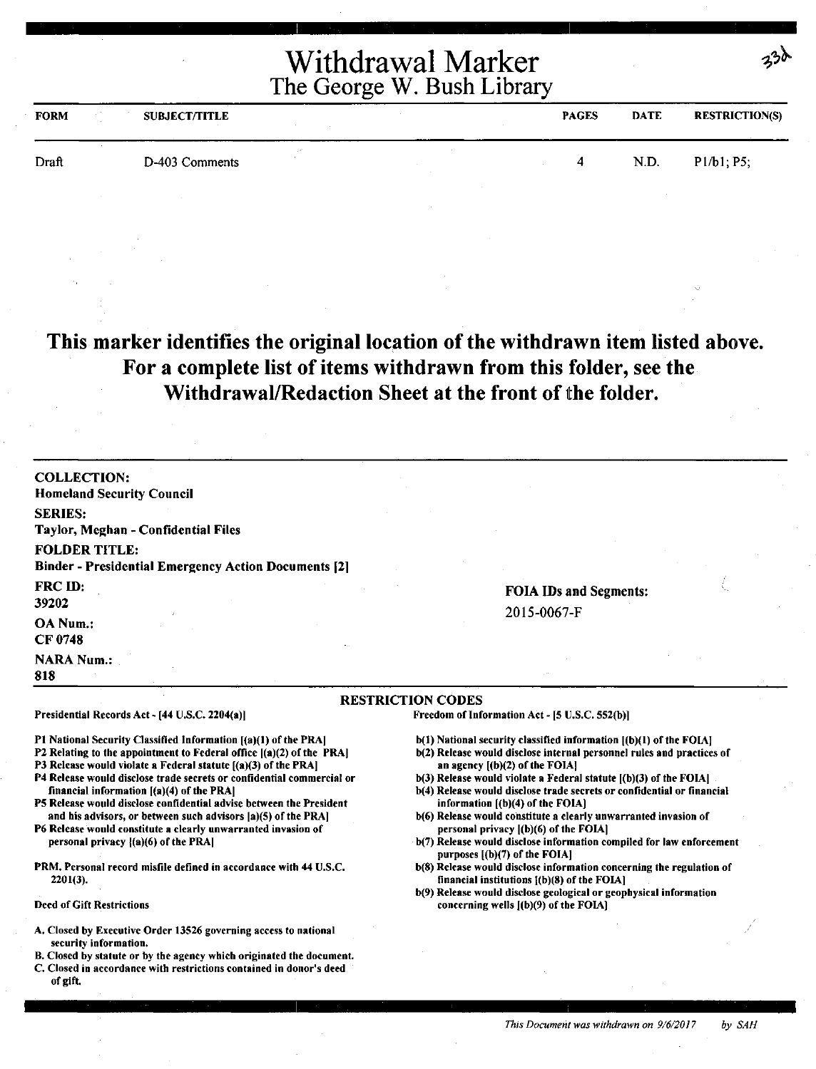# Withdrawal Marker
## The George W. Bush Library

33d

| FORM | SUBJECT/TITLE | PAGES | DATE | RESTRICTION(S) |
|---|---|---|---|---|
| Draft | D-403 Comments | 4 | N.D. | P1/b1; P5; |

**This marker identifies the original location of the withdrawn item listed above. For a complete list of items withdrawn from this folder, see the Withdrawal/Redaction Sheet at the front of the folder.**

**COLLECTION:**
Homeland Security Council

**SERIES:**
Taylor, Meghan - Confidential Files

**FOLDER TITLE:**
Binder - Presidential Emergency Action Documents [2]

**FRC ID:**
39202

**OA Num.:**
CF 0748

**NARA Num.:**
818

**FOIA IDs and Segments:**
2015-0067-F

**RESTRICTION CODES**

Presidential Records Act - [44 U.S.C. 2204(a)]

- P1 National Security Classified Information [(a)(1) of the PRA]
- P2 Relating to the appointment to Federal office [(a)(2) of the PRA]
- P3 Release would violate a Federal statute [(a)(3) of the PRA]
- P4 Release would disclose trade secrets or confidential commercial or financial information [(a)(4) of the PRA]
- P5 Release would disclose confidential advise between the President and his advisors, or between such advisors [a)(5) of the PRA]
- P6 Release would constitute a clearly unwarranted invasion of personal privacy [(a)(6) of the PRA]

PRM. Personal record misfile defined in accordance with 44 U.S.C. 2201(3).

Deed of Gift Restrictions

- A. Closed by Executive Order 13526 governing access to national security information.
- B. Closed by statute or by the agency which originated the document.
- C. Closed in accordance with restrictions contained in donor's deed of gift.

Freedom of Information Act - [5 U.S.C. 552(b)]

- b(1) National security classified information [(b)(1) of the FOIA]
- b(2) Release would disclose internal personnel rules and practices of an agency [(b)(2) of the FOIA]
- b(3) Release would violate a Federal statute [(b)(3) of the FOIA]
- b(4) Release would disclose trade secrets or confidential or financial information [(b)(4) of the FOIA]
- b(6) Release would constitute a clearly unwarranted invasion of personal privacy [(b)(6) of the FOIA]
- b(7) Release would disclose information compiled for law enforcement purposes [(b)(7) of the FOIA]
- b(8) Release would disclose information concerning the regulation of financial institutions [(b)(8) of the FOIA]
- b(9) Release would disclose geological or geophysical information concerning wells [(b)(9) of the FOIA]

*This Document was withdrawn on 9/6/2017 by SAH*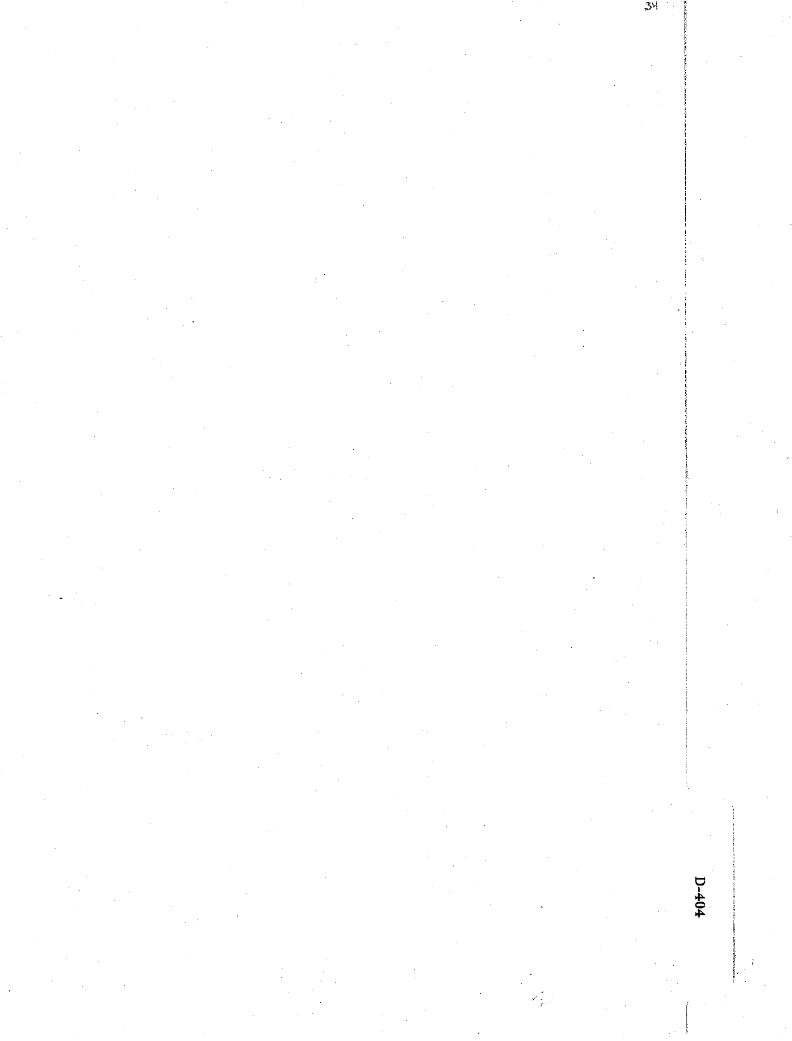D-404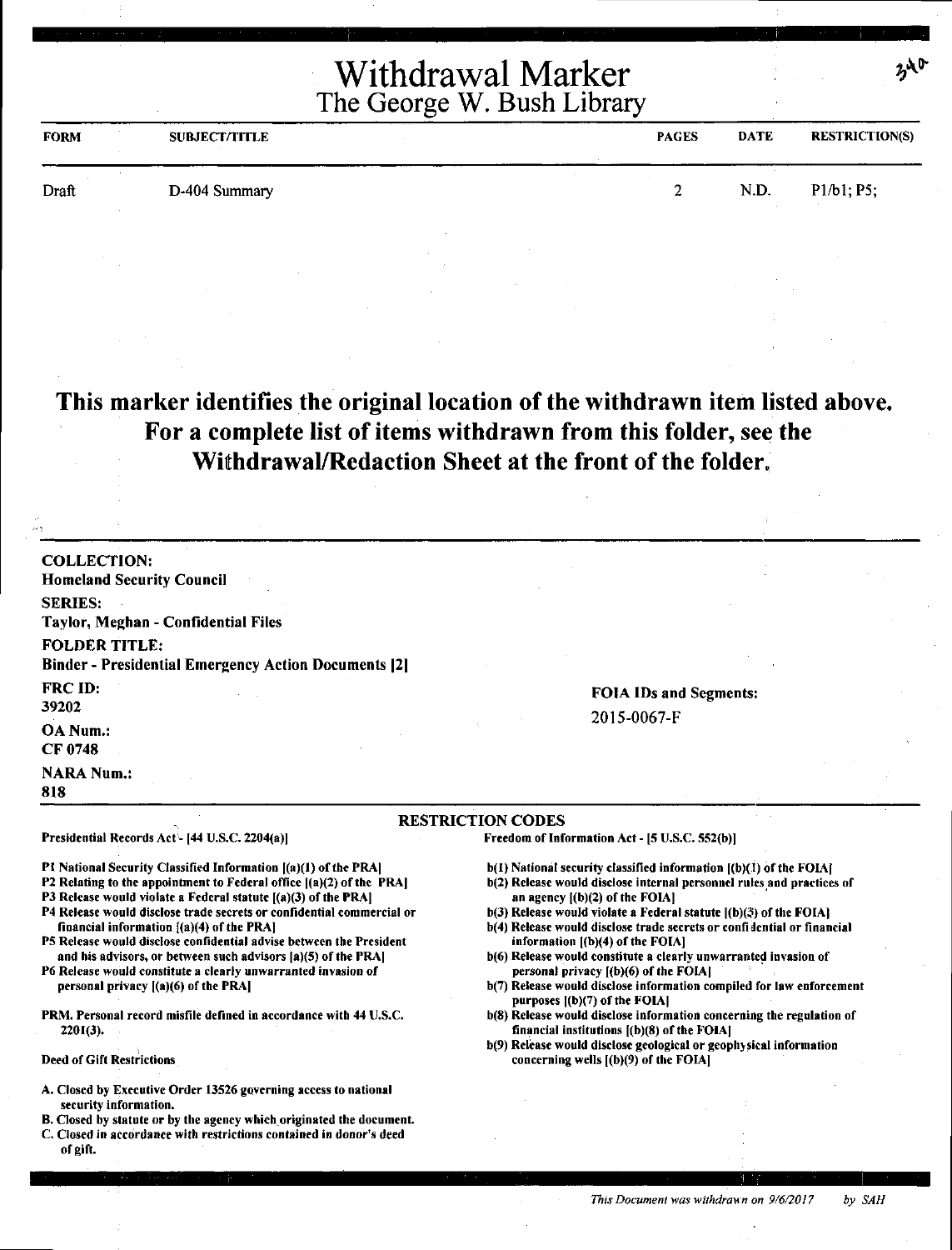# Withdrawal Marker

## The George W. Bush Library

340

| FORM | SUBJECT/TITLE | PAGES | DATE | RESTRICTION(S) |
|---|---|---|---|---|
| Draft | D-404 Summary | 2 | N.D. | P1/b1; P5; |

**This marker identifies the original location of the withdrawn item listed above. For a complete list of items withdrawn from this folder, see the Withdrawal/Redaction Sheet at the front of the folder.**

**COLLECTION:**
Homeland Security Council

**SERIES:**
Taylor, Meghan - Confidential Files

**FOLDER TITLE:**
Binder - Presidential Emergency Action Documents [2]

**FRC ID:**
39202

**OA Num.:**
CF 0748

**NARA Num.:**
818

**FOIA IDs and Segments:**
2015-0067-F

**RESTRICTION CODES**

**Presidential Records Act - [44 U.S.C. 2204(a)]**

P1 National Security Classified Information [(a)(1) of the PRA]
P2 Relating to the appointment to Federal office [(a)(2) of the PRA]
P3 Release would violate a Federal statute [(a)(3) of the PRA]
P4 Release would disclose trade secrets or confidential commercial or financial information [(a)(4) of the PRA]
P5 Release would disclose confidential advise between the President and his advisors, or between such advisors [a)(5) of the PRA]
P6 Release would constitute a clearly unwarranted invasion of personal privacy [(a)(6) of the PRA]

PRM. Personal record misfile defined in accordance with 44 U.S.C. 2201(3).

Deed of Gift Restrictions

A. Closed by Executive Order 13526 governing access to national security information.
B. Closed by statute or by the agency which originated the document.
C. Closed in accordance with restrictions contained in donor's deed of gift.

**Freedom of Information Act - [5 U.S.C. 552(b)]**

b(1) National security classified information [(b)(1) of the FOIA]
b(2) Release would disclose internal personnel rules and practices of an agency [(b)(2) of the FOIA]
b(3) Release would violate a Federal statute [(b)(3) of the FOIA]
b(4) Release would disclose trade secrets or confidential or financial information [(b)(4) of the FOIA]
b(6) Release would constitute a clearly unwarranted invasion of personal privacy [(b)(6) of the FOIA]
b(7) Release would disclose information compiled for law enforcement purposes [(b)(7) of the FOIA]
b(8) Release would disclose information concerning the regulation of financial institutions [(b)(8) of the FOIA]
b(9) Release would disclose geological or geophysical information concerning wells [(b)(9) of the FOIA]

*This Document was withdrawn on 9/6/2017 by SAH*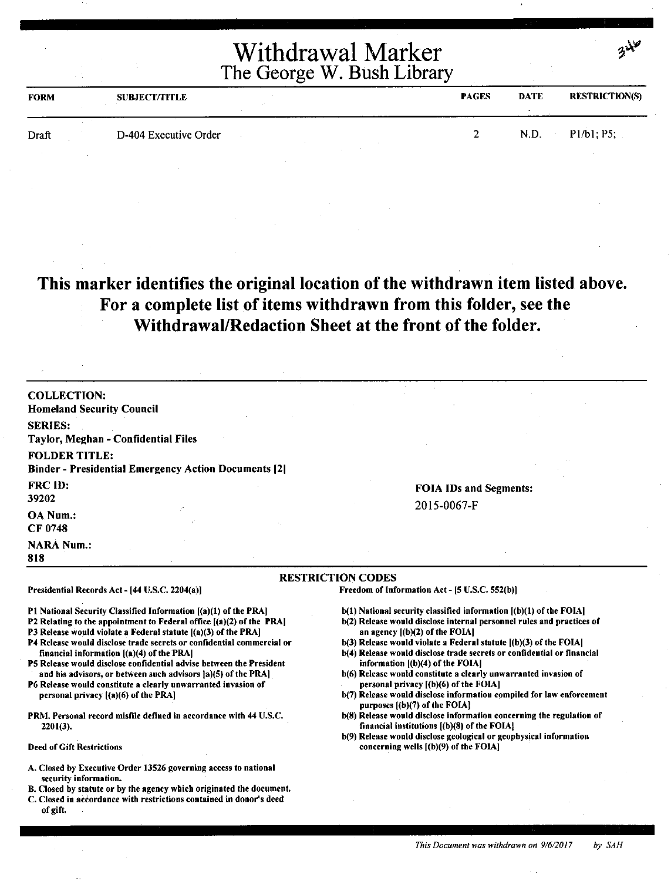# Withdrawal Marker
## The George W. Bush Library

346

| FORM | SUBJECT/TITLE | PAGES | DATE | RESTRICTION(S) |
| --- | --- | --- | --- | --- |
| Draft | D-404 Executive Order | 2 | N.D. | P1/b1; P5; |

**This marker identifies the original location of the withdrawn item listed above. For a complete list of items withdrawn from this folder, see the Withdrawal/Redaction Sheet at the front of the folder.**

**COLLECTION:**
**Homeland Security Council**

**SERIES:**
**Taylor, Meghan - Confidential Files**

**FOLDER TITLE:**
**Binder - Presidential Emergency Action Documents [2]**

**FRC ID:**
**39202**

**OA Num.:**
**CF 0748**

**NARA Num.:**
**818**

**FOIA IDs and Segments:**
2015-0067-F

**RESTRICTION CODES**

**Presidential Records Act - [44 U.S.C. 2204(a)]**

- **P1 National Security Classified Information [(a)(1) of the PRA]**
- **P2 Relating to the appointment to Federal office [(a)(2) of the PRA]**
- **P3 Release would violate a Federal statute [(a)(3) of the PRA]**
- **P4 Release would disclose trade secrets or confidential commercial or financial information [(a)(4) of the PRA]**
- **P5 Release would disclose confidential advise between the President and his advisors, or between such advisors [a)(5) of the PRA]**
- **P6 Release would constitute a clearly unwarranted invasion of personal privacy [(a)(6) of the PRA]**

**PRM. Personal record misfile defined in accordance with 44 U.S.C. 2201(3).**

**Deed of Gift Restrictions**

- **A. Closed by Executive Order 13526 governing access to national security information.**
- **B. Closed by statute or by the agency which originated the document.**
- **C. Closed in accordance with restrictions contained in donor's deed of gift.**

**Freedom of Information Act - [5 U.S.C. 552(b)]**

- **b(1) National security classified information [(b)(1) of the FOIA]**
- **b(2) Release would disclose internal personnel rules and practices of an agency [(b)(2) of the FOIA]**
- **b(3) Release would violate a Federal statute [(b)(3) of the FOIA]**
- **b(4) Release would disclose trade secrets or confidential or financial information [(b)(4) of the FOIA]**
- **b(6) Release would constitute a clearly unwarranted invasion of personal privacy [(b)(6) of the FOIA]**
- **b(7) Release would disclose information compiled for law enforcement purposes [(b)(7) of the FOIA]**
- **b(8) Release would disclose information concerning the regulation of financial institutions [(b)(8) of the FOIA]**
- **b(9) Release would disclose geological or geophysical information concerning wells [(b)(9) of the FOIA]**

*This Document was withdrawn on 9/6/2017 by SAH*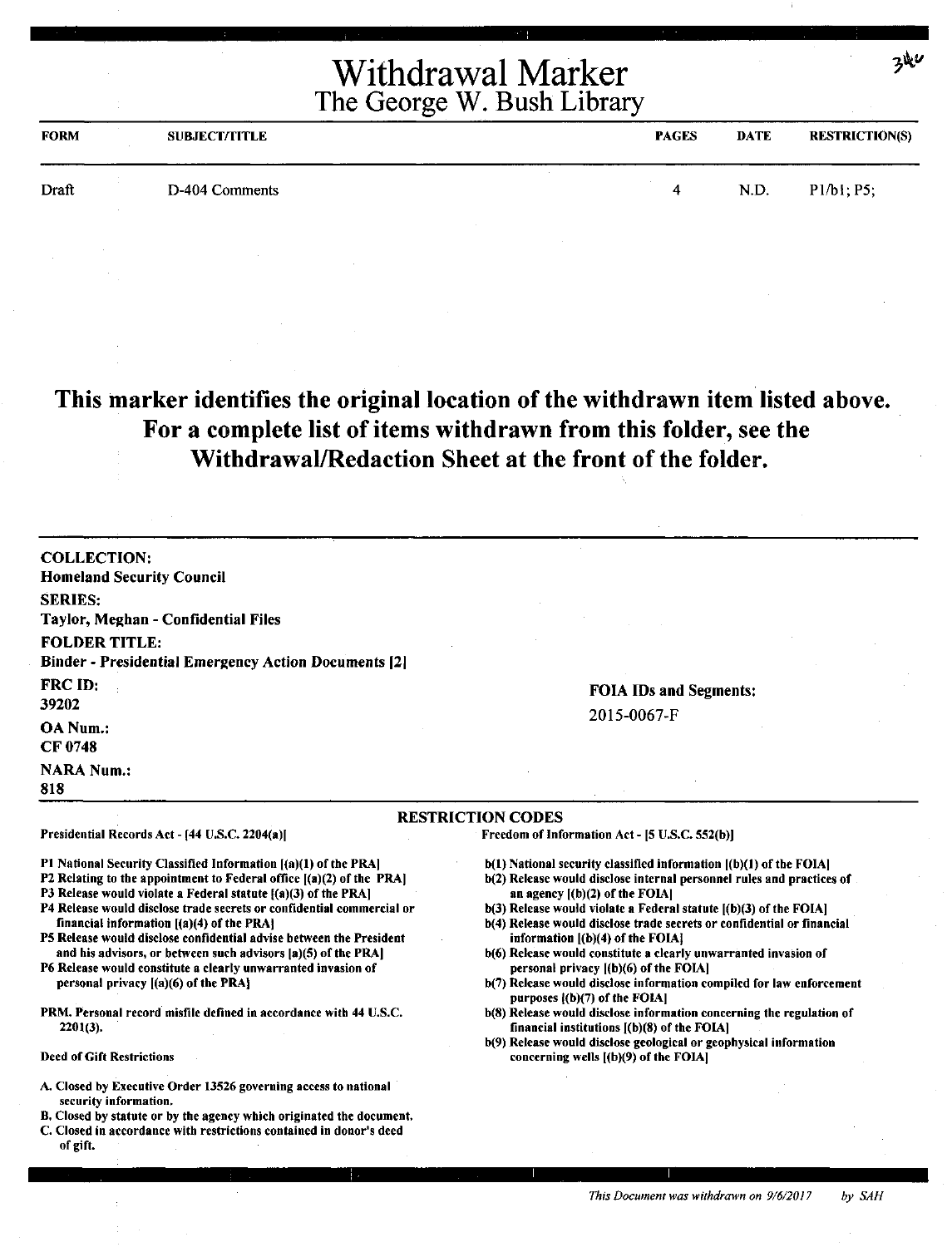# Withdrawal Marker
## The George W. Bush Library

34c

| FORM | SUBJECT/TITLE | PAGES | DATE | RESTRICTION(S) |
|---|---|---|---|---|
| Draft | D-404 Comments | 4 | N.D. | P1/b1; P5; |

**This marker identifies the original location of the withdrawn item listed above. For a complete list of items withdrawn from this folder, see the Withdrawal/Redaction Sheet at the front of the folder.**

**COLLECTION:**
Homeland Security Council

**SERIES:**
Taylor, Meghan - Confidential Files

**FOLDER TITLE:**
Binder - Presidential Emergency Action Documents [2]

**FRC ID:**
39202

**OA Num.:**
CF 0748

**NARA Num.:**
818

**FOIA IDs and Segments:**
2015-0067-F

### RESTRICTION CODES

Presidential Records Act - [44 U.S.C. 2204(a)]

P1 National Security Classified Information [(a)(1) of the PRA]
P2 Relating to the appointment to Federal office [(a)(2) of the PRA]
P3 Release would violate a Federal statute [(a)(3) of the PRA]
P4 Release would disclose trade secrets or confidential commercial or financial information [(a)(4) of the PRA]
P5 Release would disclose confidential advise between the President and his advisors, or between such advisors [a)(5) of the PRA]
P6 Release would constitute a clearly unwarranted invasion of personal privacy [(a)(6) of the PRA]

PRM. Personal record misfile defined in accordance with 44 U.S.C. 2201(3).

Deed of Gift Restrictions

A. Closed by Executive Order 13526 governing access to national security information.
B. Closed by statute or by the agency which originated the document.
C. Closed in accordance with restrictions contained in donor's deed of gift.

Freedom of Information Act - [5 U.S.C. 552(b)]

b(1) National security classified information [(b)(1) of the FOIA]
b(2) Release would disclose internal personnel rules and practices of an agency [(b)(2) of the FOIA]
b(3) Release would violate a Federal statute [(b)(3) of the FOIA]
b(4) Release would disclose trade secrets or confidential or financial information [(b)(4) of the FOIA]
b(6) Release would constitute a clearly unwarranted invasion of personal privacy [(b)(6) of the FOIA]
b(7) Release would disclose information compiled for law enforcement purposes [(b)(7) of the FOIA]
b(8) Release would disclose information concerning the regulation of financial institutions [(b)(8) of the FOIA]
b(9) Release would disclose geological or geophysical information concerning wells [(b)(9) of the FOIA]

*This Document was withdrawn on 9/6/2017 by SAH*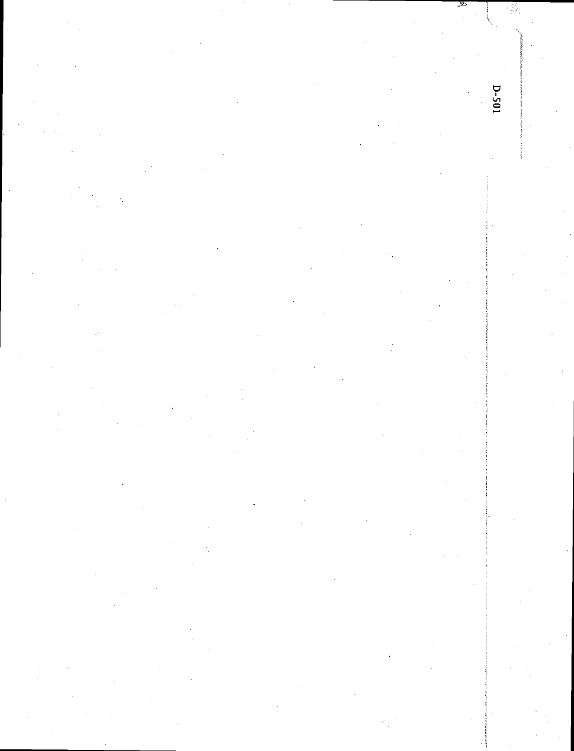D-501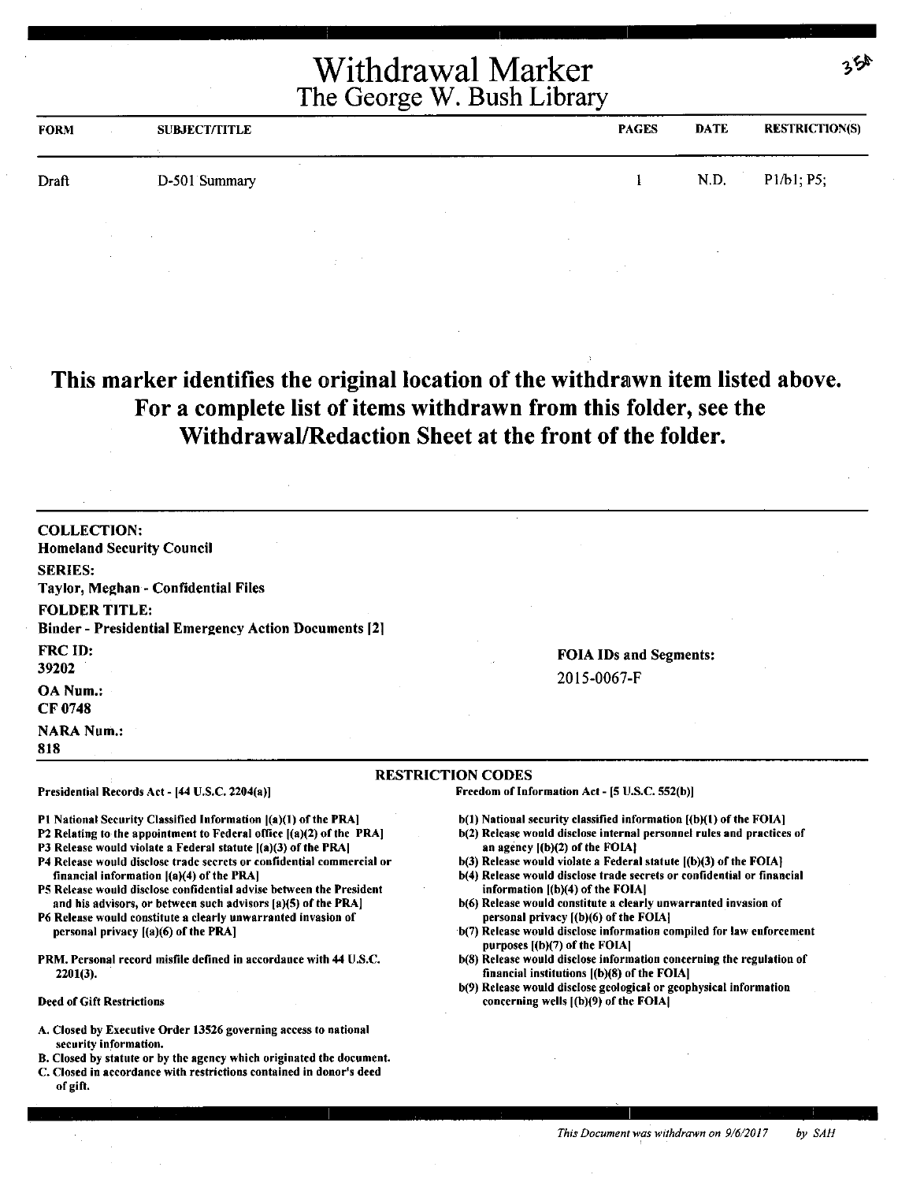# Withdrawal Marker

## The George W. Bush Library

35A

| FORM | SUBJECT/TITLE | PAGES | DATE | RESTRICTION(S) |
|---|---|---|---|---|
| Draft | D-501 Summary | 1 | N.D. | P1/b1; P5; |

**This marker identifies the original location of the withdrawn item listed above. For a complete list of items withdrawn from this folder, see the Withdrawal/Redaction Sheet at the front of the folder.**

**COLLECTION:**
Homeland Security Council

**SERIES:**
Taylor, Meghan - Confidential Files

**FOLDER TITLE:**
Binder - Presidential Emergency Action Documents [2]

**FRC ID:**
39202

**OA Num.:**
CF 0748

**NARA Num.:**
818

**FOIA IDs and Segments:**
2015-0067-F

### RESTRICTION CODES

**Presidential Records Act - [44 U.S.C. 2204(a)]**

- P1 National Security Classified Information [(a)(1) of the PRA]
- P2 Relating to the appointment to Federal office [(a)(2) of the PRA]
- P3 Release would violate a Federal statute [(a)(3) of the PRA]
- P4 Release would disclose trade secrets or confidential commercial or financial information [(a)(4) of the PRA]
- P5 Release would disclose confidential advise between the President and his advisors, or between such advisors [a)(5) of the PRA]
- P6 Release would constitute a clearly unwarranted invasion of personal privacy [(a)(6) of the PRA]

PRM. Personal record misfile defined in accordance with 44 U.S.C. 2201(3).

**Deed of Gift Restrictions**

- A. Closed by Executive Order 13526 governing access to national security information.
- B. Closed by statute or by the agency which originated the document.
- C. Closed in accordance with restrictions contained in donor's deed of gift.

**Freedom of Information Act - [5 U.S.C. 552(b)]**

- b(1) National security classified information [(b)(1) of the FOIA]
- b(2) Release would disclose internal personnel rules and practices of an agency [(b)(2) of the FOIA]
- b(3) Release would violate a Federal statute [(b)(3) of the FOIA]
- b(4) Release would disclose trade secrets or confidential or financial information [(b)(4) of the FOIA]
- b(6) Release would constitute a clearly unwarranted invasion of personal privacy [(b)(6) of the FOIA]
- b(7) Release would disclose information compiled for law enforcement purposes [(b)(7) of the FOIA]
- b(8) Release would disclose information concerning the regulation of financial institutions [(b)(8) of the FOIA]
- b(9) Release would disclose geological or geophysical information concerning wells [(b)(9) of the FOIA]

*This Document was withdrawn on 9/6/2017 by SAH*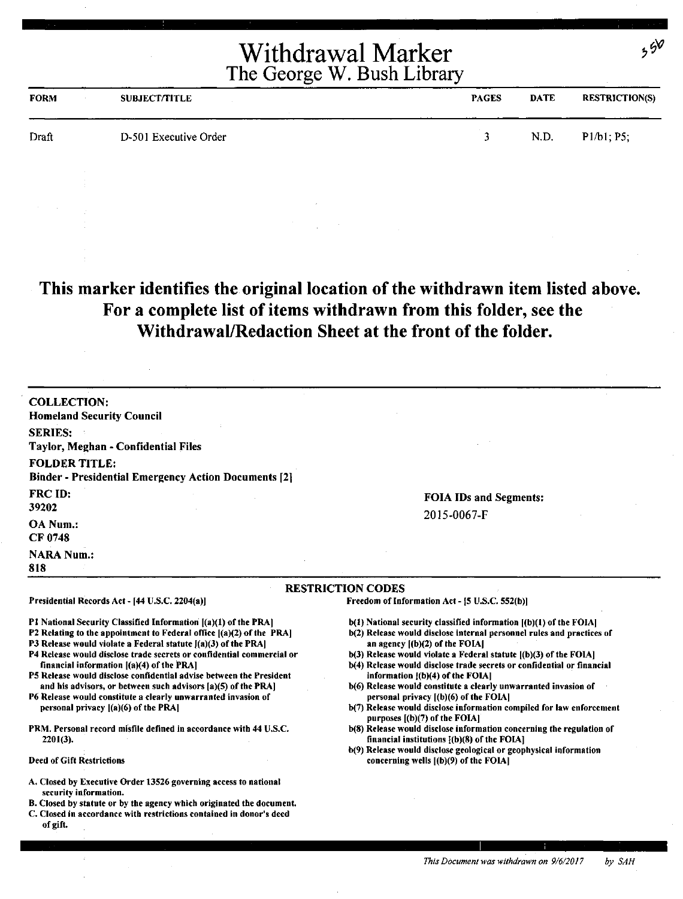# Withdrawal Marker
## The George W. Bush Library

350

| FORM | SUBJECT/TITLE | PAGES | DATE | RESTRICTION(S) |
|---|---|---|---|---|
| Draft | D-501 Executive Order | 3 | N.D. | P1/b1; P5; |

**This marker identifies the original location of the withdrawn item listed above. For a complete list of items withdrawn from this folder, see the Withdrawal/Redaction Sheet at the front of the folder.**

**COLLECTION:**
Homeland Security Council

**SERIES:**
Taylor, Meghan - Confidential Files

**FOLDER TITLE:**
Binder - Presidential Emergency Action Documents [2]

**FRC ID:**
39202

**OA Num.:**
CF 0748

**NARA Num.:**
818

**FOIA IDs and Segments:**
2015-0067-F

### RESTRICTION CODES

Presidential Records Act - [44 U.S.C. 2204(a)]

P1 National Security Classified Information [(a)(1) of the PRA]
P2 Relating to the appointment to Federal office [(a)(2) of the PRA]
P3 Release would violate a Federal statute [(a)(3) of the PRA]
P4 Release would disclose trade secrets or confidential commercial or financial information [(a)(4) of the PRA]
P5 Release would disclose confidential advise between the President and his advisors, or between such advisors [a)(5) of the PRA]
P6 Release would constitute a clearly unwarranted invasion of personal privacy [(a)(6) of the PRA]

PRM. Personal record misfile defined in accordance with 44 U.S.C. 2201(3).

Deed of Gift Restrictions

A. Closed by Executive Order 13526 governing access to national security information.
B. Closed by statute or by the agency which originated the document.
C. Closed in accordance with restrictions contained in donor's deed of gift.

Freedom of Information Act - [5 U.S.C. 552(b)]

b(1) National security classified information [(b)(1) of the FOIA]
b(2) Release would disclose internal personnel rules and practices of an agency [(b)(2) of the FOIA]
b(3) Release would violate a Federal statute [(b)(3) of the FOIA]
b(4) Release would disclose trade secrets or confidential or financial information [(b)(4) of the FOIA]
b(6) Release would constitute a clearly unwarranted invasion of personal privacy [(b)(6) of the FOIA]
b(7) Release would disclose information compiled for law enforcement purposes [(b)(7) of the FOIA]
b(8) Release would disclose information concerning the regulation of financial institutions [(b)(8) of the FOIA]
b(9) Release would disclose geological or geophysical information concerning wells [(b)(9) of the FOIA]

*This Document was withdrawn on 9/6/2017 by SAH*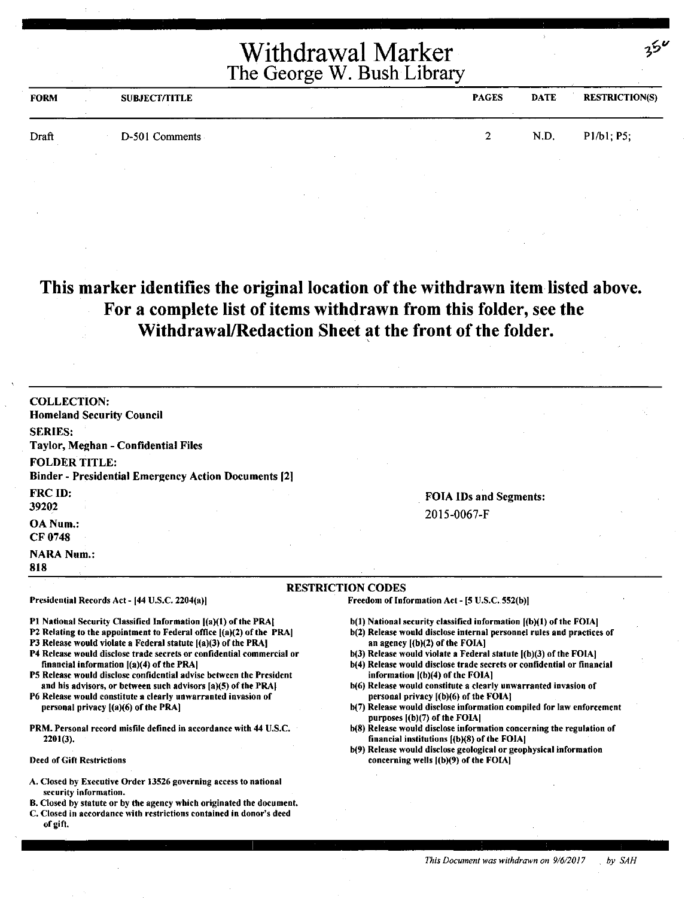# Withdrawal Marker
## The George W. Bush Library

35c

| FORM | SUBJECT/TITLE | PAGES | DATE | RESTRICTION(S) |
|---|---|---|---|---|
| Draft | D-501 Comments | 2 | N.D. | P1/b1; P5; |

**This marker identifies the original location of the withdrawn item listed above. For a complete list of items withdrawn from this folder, see the Withdrawal/Redaction Sheet at the front of the folder.**

**COLLECTION:**
Homeland Security Council

**SERIES:**
Taylor, Meghan - Confidential Files

**FOLDER TITLE:**
Binder - Presidential Emergency Action Documents [2]

**FRC ID:**
39202

**OA Num.:**
CF 0748

**NARA Num.:**
818

**FOIA IDs and Segments:**
2015-0067-F

**RESTRICTION CODES**

**Presidential Records Act - [44 U.S.C. 2204(a)]**

P1 National Security Classified Information [(a)(1) of the PRA]
P2 Relating to the appointment to Federal office [(a)(2) of the PRA]
P3 Release would violate a Federal statute [(a)(3) of the PRA]
P4 Release would disclose trade secrets or confidential commercial or financial information [(a)(4) of the PRA]
P5 Release would disclose confidential advise between the President and his advisors, or between such advisors [a)(5) of the PRA]
P6 Release would constitute a clearly unwarranted invasion of personal privacy [(a)(6) of the PRA]

PRM. Personal record misfile defined in accordance with 44 U.S.C. 2201(3).

Deed of Gift Restrictions

A. Closed by Executive Order 13526 governing access to national security information.
B. Closed by statute or by the agency which originated the document.
C. Closed in accordance with restrictions contained in donor's deed of gift.

**Freedom of Information Act - [5 U.S.C. 552(b)]**

b(1) National security classified information [(b)(1) of the FOIA]
b(2) Release would disclose internal personnel rules and practices of an agency [(b)(2) of the FOIA]
b(3) Release would violate a Federal statute [(b)(3) of the FOIA]
b(4) Release would disclose trade secrets or confidential or financial information [(b)(4) of the FOIA]
b(6) Release would constitute a clearly unwarranted invasion of personal privacy [(b)(6) of the FOIA]
b(7) Release would disclose information compiled for law enforcement purposes [(b)(7) of the FOIA]
b(8) Release would disclose information concerning the regulation of financial institutions [(b)(8) of the FOIA]
b(9) Release would disclose geological or geophysical information concerning wells [(b)(9) of the FOIA]

*This Document was withdrawn on 9/6/2017 by SAH*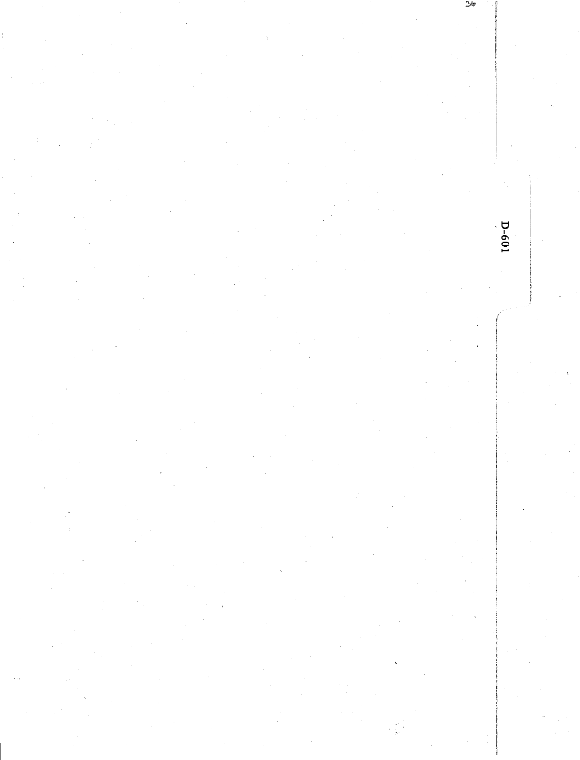D-601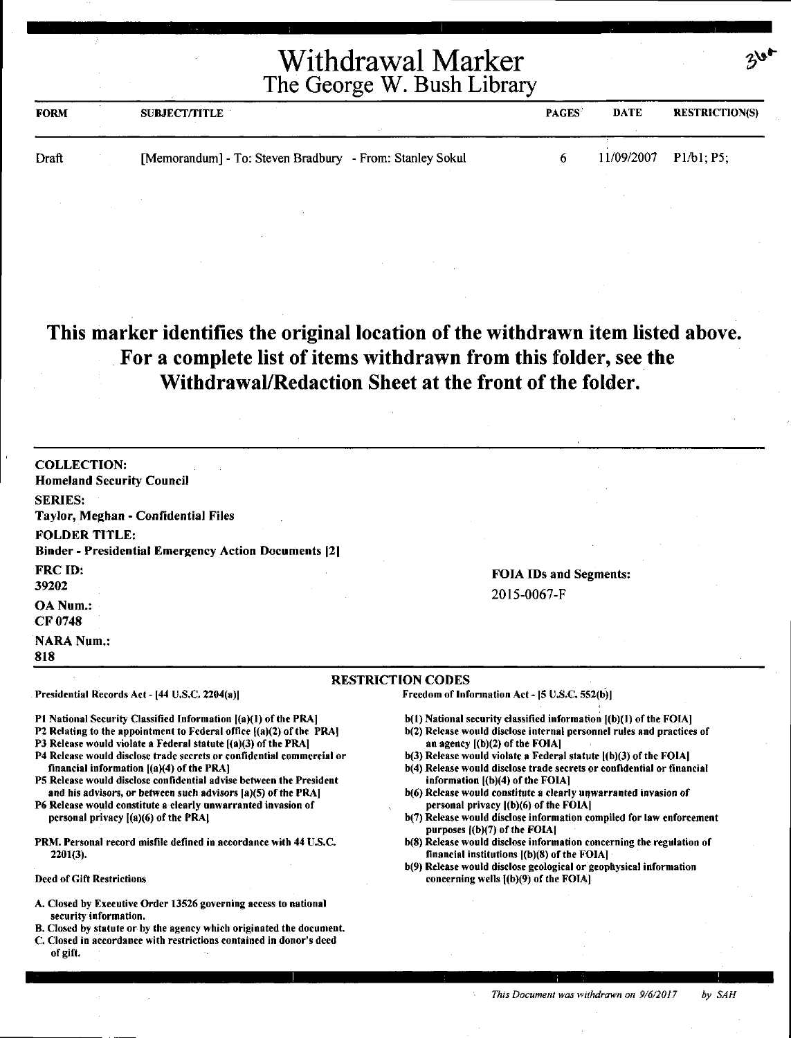# Withdrawal Marker
## The George W. Bush Library

3lot

| FORM | SUBJECT/TITLE | PAGES | DATE | RESTRICTION(S) |
|---|---|---|---|---|
| Draft | [Memorandum] - To: Steven Bradbury - From: Stanley Sokul | 6 | 11/09/2007 | P1/b1; P5; |

## This marker identifies the original location of the withdrawn item listed above. For a complete list of items withdrawn from this folder, see the Withdrawal/Redaction Sheet at the front of the folder.

**COLLECTION:**
Homeland Security Council

**SERIES:**
Taylor, Meghan - Confidential Files

**FOLDER TITLE:**
Binder - Presidential Emergency Action Documents [2]

**FRC ID:**
39202

**OA Num.:**
CF 0748

**NARA Num.:**
818

**FOIA IDs and Segments:**
2015-0067-F

### RESTRICTION CODES

**Presidential Records Act - [44 U.S.C. 2204(a)]**

P1 National Security Classified Information [(a)(1) of the PRA]
P2 Relating to the appointment to Federal office [(a)(2) of the PRA]
P3 Release would violate a Federal statute [(a)(3) of the PRA]
P4 Release would disclose trade secrets or confidential commercial or financial information [(a)(4) of the PRA]
P5 Release would disclose confidential advise between the President and his advisors, or between such advisors [a)(5) of the PRA]
P6 Release would constitute a clearly unwarranted invasion of personal privacy [(a)(6) of the PRA]

PRM. Personal record misfile defined in accordance with 44 U.S.C. 2201(3).

Deed of Gift Restrictions

A. Closed by Executive Order 13526 governing access to national security information.
B. Closed by statute or by the agency which originated the document.
C. Closed in accordance with restrictions contained in donor's deed of gift.

**Freedom of Information Act - [5 U.S.C. 552(b)]**

b(1) National security classified information [(b)(1) of the FOIA]
b(2) Release would disclose internal personnel rules and practices of an agency [(b)(2) of the FOIA]
b(3) Release would violate a Federal statute [(b)(3) of the FOIA]
b(4) Release would disclose trade secrets or confidential or financial information [(b)(4) of the FOIA]
b(6) Release would constitute a clearly unwarranted invasion of personal privacy [(b)(6) of the FOIA]
b(7) Release would disclose information compiled for law enforcement purposes [(b)(7) of the FOIA]
b(8) Release would disclose information concerning the regulation of financial institutions [(b)(8) of the FOIA]
b(9) Release would disclose geological or geophysical information concerning wells [(b)(9) of the FOIA]

*This Document was withdrawn on 9/6/2017 by SAH*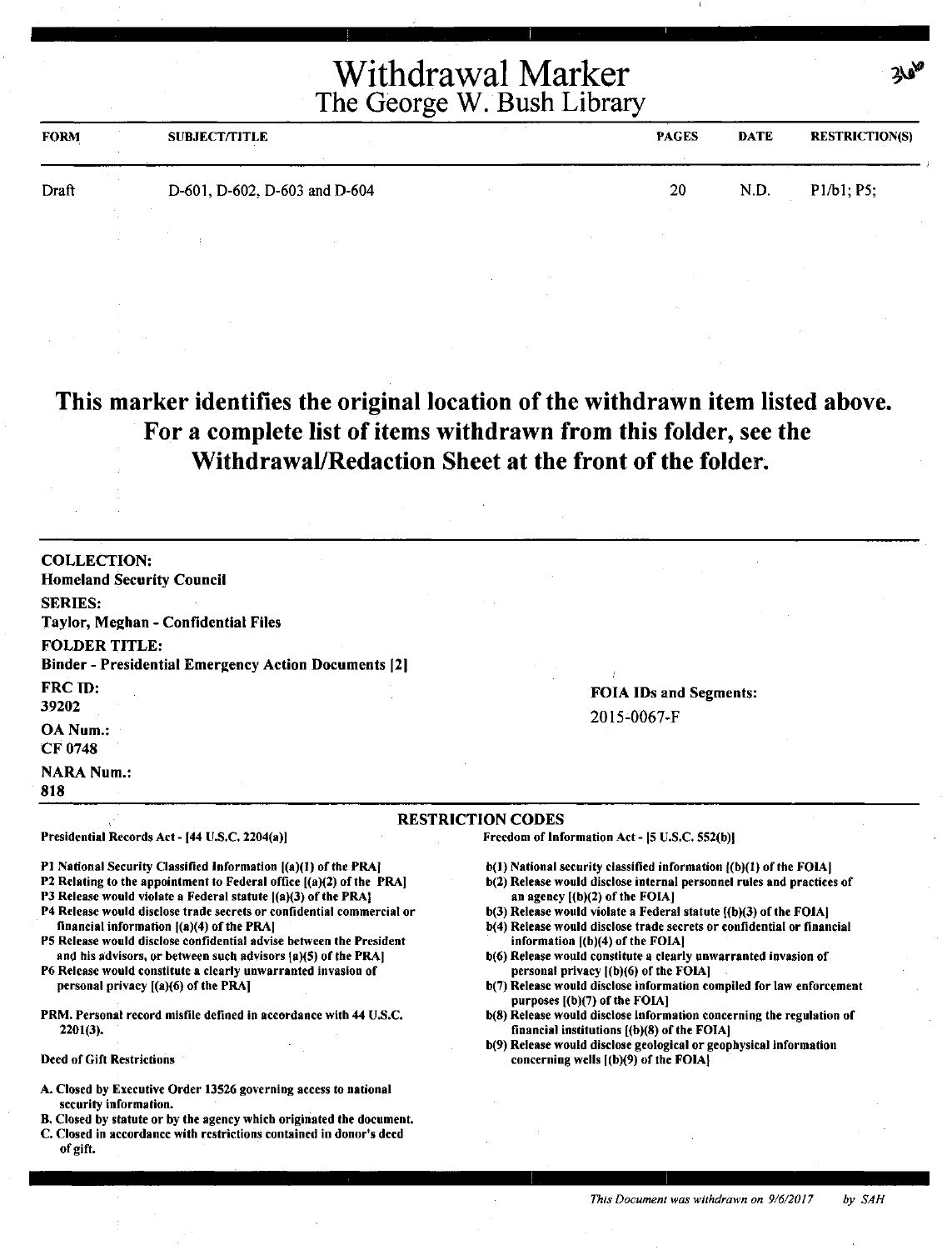# Withdrawal Marker
## The George W. Bush Library

| FORM | SUBJECT/TITLE | PAGES | DATE | RESTRICTION(S) |
|---|---|---|---|---|
| Draft | D-601, D-602, D-603 and D-604 | 20 | N.D. | P1/b1; P5; |

**This marker identifies the original location of the withdrawn item listed above. For a complete list of items withdrawn from this folder, see the Withdrawal/Redaction Sheet at the front of the folder.**

**COLLECTION:**
Homeland Security Council

**SERIES:**
Taylor, Meghan - Confidential Files

**FOLDER TITLE:**
Binder - Presidential Emergency Action Documents [2]

**FRC ID:**
39202

**OA Num.:**
CF 0748

**NARA Num.:**
818

**FOIA IDs and Segments:**
2015-0067-F

### RESTRICTION CODES

**Presidential Records Act - [44 U.S.C. 2204(a)]**

P1 National Security Classified Information [(a)(1) of the PRA]
P2 Relating to the appointment to Federal office [(a)(2) of the PRA]
P3 Release would violate a Federal statute [(a)(3) of the PRA]
P4 Release would disclose trade secrets or confidential commercial or financial information [(a)(4) of the PRA]
P5 Release would disclose confidential advise between the President and his advisors, or between such advisors [a)(5) of the PRA]
P6 Release would constitute a clearly unwarranted invasion of personal privacy [(a)(6) of the PRA]

PRM. Personal record misfile defined in accordance with 44 U.S.C. 2201(3).

Deed of Gift Restrictions

A. Closed by Executive Order 13526 governing access to national security information.
B. Closed by statute or by the agency which originated the document.
C. Closed in accordance with restrictions contained in donor's deed of gift.

**Freedom of Information Act - [5 U.S.C. 552(b)]**

b(1) National security classified information [(b)(1) of the FOIA]
b(2) Release would disclose internal personnel rules and practices of an agency [(b)(2) of the FOIA]
b(3) Release would violate a Federal statute [(b)(3) of the FOIA]
b(4) Release would disclose trade secrets or confidential or financial information [(b)(4) of the FOIA]
b(6) Release would constitute a clearly unwarranted invasion of personal privacy [(b)(6) of the FOIA]
b(7) Release would disclose information compiled for law enforcement purposes [(b)(7) of the FOIA]
b(8) Release would disclose information concerning the regulation of financial institutions [(b)(8) of the FOIA]
b(9) Release would disclose geological or geophysical information concerning wells [(b)(9) of the FOIA]

*This Document was withdrawn on 9/6/2017 by SAH*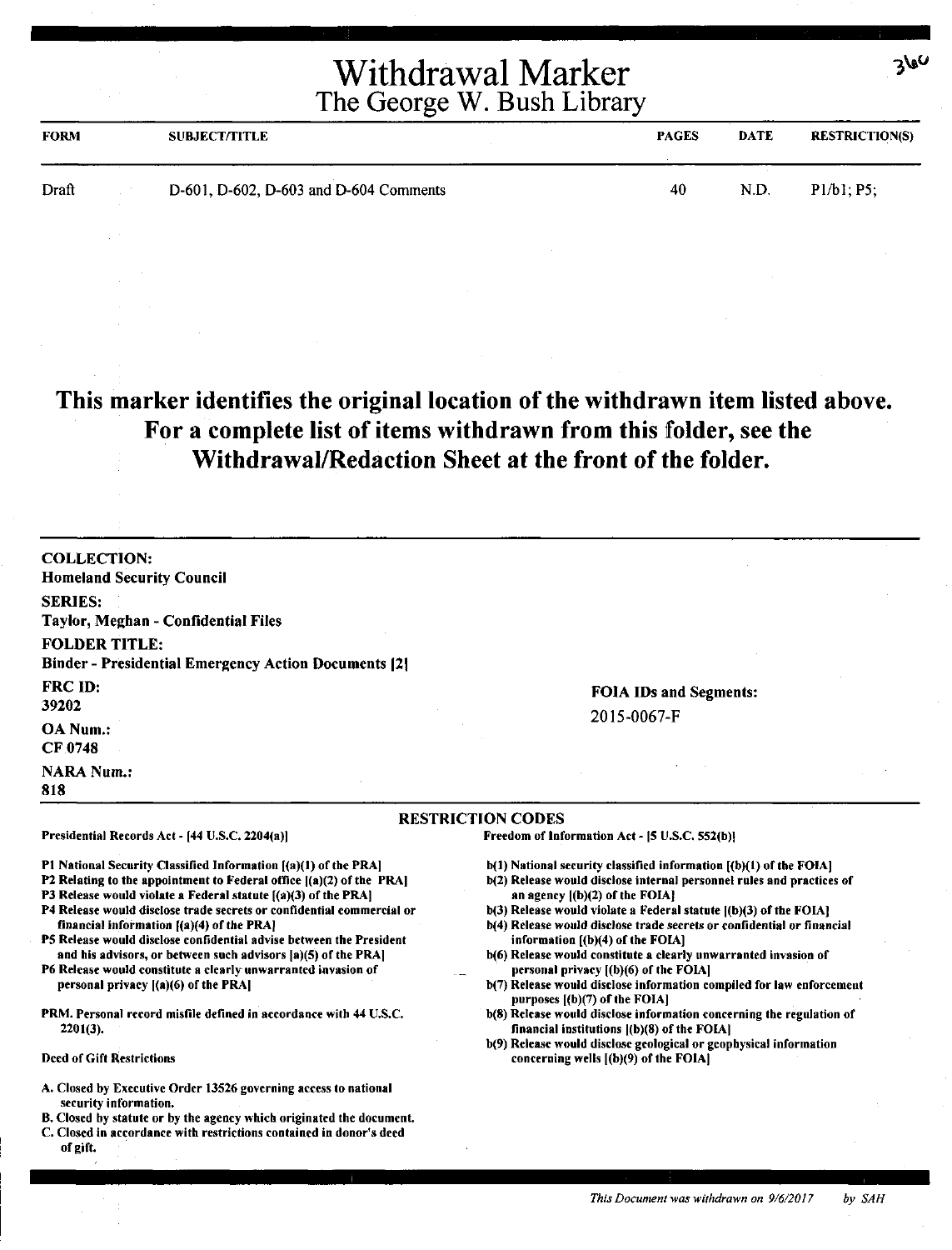# Withdrawal Marker
## The George W. Bush Library

366

| FORM | SUBJECT/TITLE | PAGES | DATE | RESTRICTION(S) |
|---|---|---|---|---|
| Draft | D-601, D-602, D-603 and D-604 Comments | 40 | N.D. | P1/b1; P5; |

**This marker identifies the original location of the withdrawn item listed above. For a complete list of items withdrawn from this folder, see the Withdrawal/Redaction Sheet at the front of the folder.**

**COLLECTION:**
Homeland Security Council

**SERIES:**
Taylor, Meghan - Confidential Files

**FOLDER TITLE:**
Binder - Presidential Emergency Action Documents [2]

**FRC ID:**
39202

**OA Num.:**
CF 0748

**NARA Num.:**
818

**FOIA IDs and Segments:**
2015-0067-F

**RESTRICTION CODES**

**Presidential Records Act - [44 U.S.C. 2204(a)]**

P1 National Security Classified Information [(a)(1) of the PRA]
P2 Relating to the appointment to Federal office [(a)(2) of the PRA]
P3 Release would violate a Federal statute [(a)(3) of the PRA]
P4 Release would disclose trade secrets or confidential commercial or financial information [(a)(4) of the PRA]
P5 Release would disclose confidential advise between the President and his advisors, or between such advisors [a)(5) of the PRA]
P6 Release would constitute a clearly unwarranted invasion of personal privacy [(a)(6) of the PRA]

PRM. Personal record misfile defined in accordance with 44 U.S.C. 2201(3).

Deed of Gift Restrictions

A. Closed by Executive Order 13526 governing access to national security information.
B. Closed by statute or by the agency which originated the document.
C. Closed in accordance with restrictions contained in donor's deed of gift.

**Freedom of Information Act - [5 U.S.C. 552(b)]**

b(1) National security classified information [(b)(1) of the FOIA]
b(2) Release would disclose internal personnel rules and practices of an agency [(b)(2) of the FOIA]
b(3) Release would violate a Federal statute [(b)(3) of the FOIA]
b(4) Release would disclose trade secrets or confidential or financial information [(b)(4) of the FOIA]
b(6) Release would constitute a clearly unwarranted invasion of personal privacy [(b)(6) of the FOIA]
b(7) Release would disclose information compiled for law enforcement purposes [(b)(7) of the FOIA]
b(8) Release would disclose information concerning the regulation of financial institutions [(b)(8) of the FOIA]
b(9) Release would disclose geological or geophysical information concerning wells [(b)(9) of the FOIA]

*This Document was withdrawn on 9/6/2017 by SAH*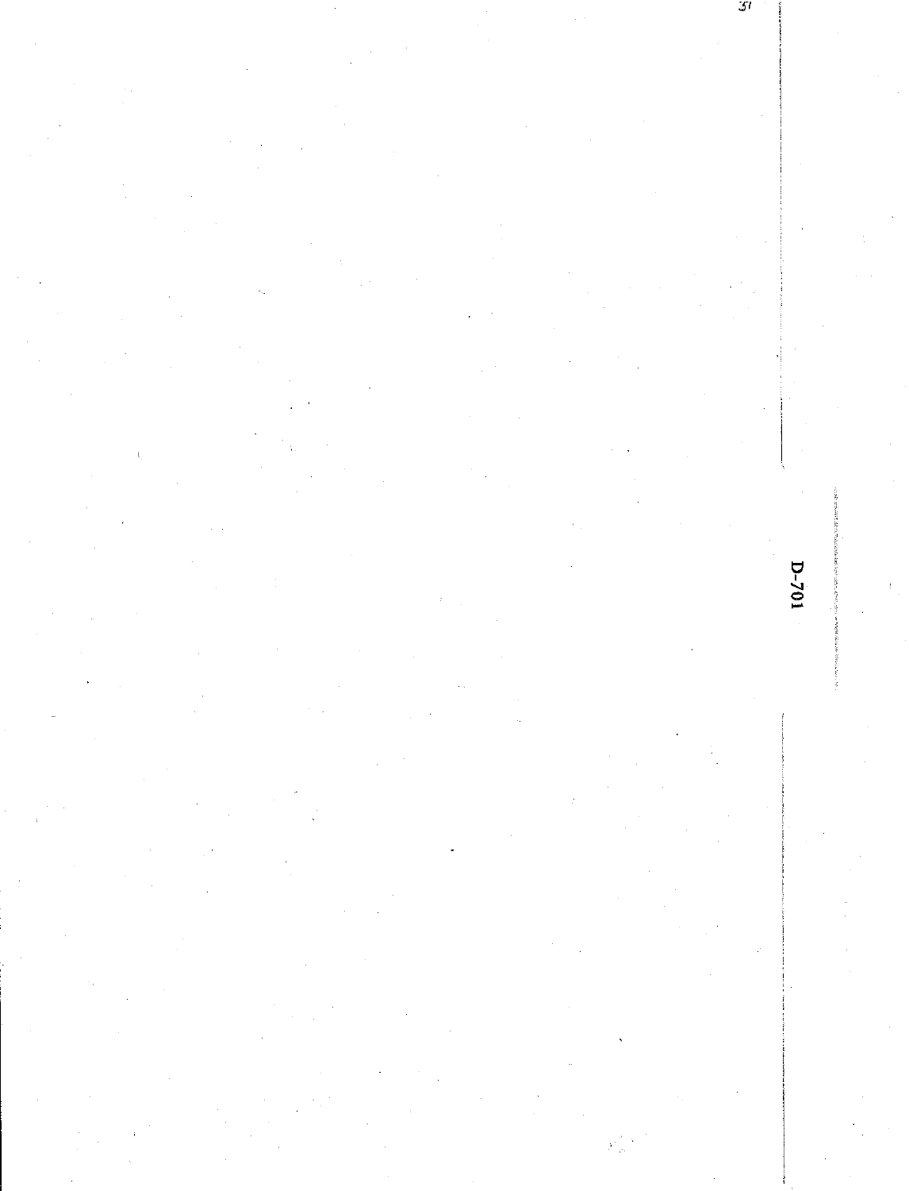D-701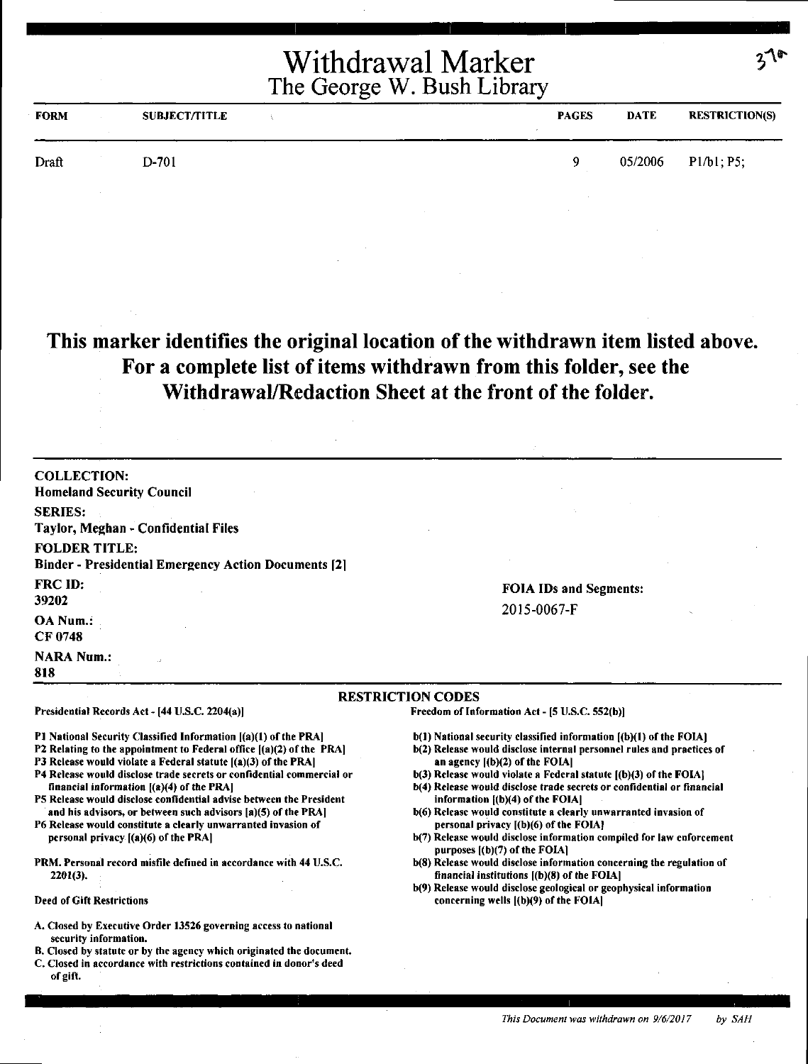# Withdrawal Marker
## The George W. Bush Library

37a

| FORM | SUBJECT/TITLE | PAGES | DATE | RESTRICTION(S) |
|---|---|---|---|---|
| Draft | D-701 | 9 | 05/2006 | P1/b1; P5; |

**This marker identifies the original location of the withdrawn item listed above. For a complete list of items withdrawn from this folder, see the Withdrawal/Redaction Sheet at the front of the folder.**

**COLLECTION:**
Homeland Security Council

**SERIES:**
Taylor, Meghan - Confidential Files

**FOLDER TITLE:**
Binder - Presidential Emergency Action Documents [2]

**FRC ID:**
39202

**OA Num.:**
CF 0748

**NARA Num.:**
818

**FOIA IDs and Segments:**
2015-0067-F

**RESTRICTION CODES**

Presidential Records Act - [44 U.S.C. 2204(a)]

P1 National Security Classified Information [(a)(1) of the PRA]
P2 Relating to the appointment to Federal office [(a)(2) of the PRA]
P3 Release would violate a Federal statute [(a)(3) of the PRA]
P4 Release would disclose trade secrets or confidential commercial or financial information [(a)(4) of the PRA]
P5 Release would disclose confidential advise between the President and his advisors, or between such advisors [a)(5) of the PRA]
P6 Release would constitute a clearly unwarranted invasion of personal privacy [(a)(6) of the PRA]

PRM. Personal record misfile defined in accordance with 44 U.S.C. 2201(3).

Deed of Gift Restrictions

A. Closed by Executive Order 13526 governing access to national security information.
B. Closed by statute or by the agency which originated the document.
C. Closed in accordance with restrictions contained in donor's deed of gift.

Freedom of Information Act - [5 U.S.C. 552(b)]

b(1) National security classified information [(b)(1) of the FOIA]
b(2) Release would disclose internal personnel rules and practices of an agency [(b)(2) of the FOIA]
b(3) Release would violate a Federal statute [(b)(3) of the FOIA]
b(4) Release would disclose trade secrets or confidential or financial information [(b)(4) of the FOIA]
b(6) Release would constitute a clearly unwarranted invasion of personal privacy [(b)(6) of the FOIA]
b(7) Release would disclose information compiled for law enforcement purposes [(b)(7) of the FOIA]
b(8) Release would disclose information concerning the regulation of financial institutions [(b)(8) of the FOIA]
b(9) Release would disclose geological or geophysical information concerning wells [(b)(9) of the FOIA]

*This Document was withdrawn on 9/6/2017 by SAH*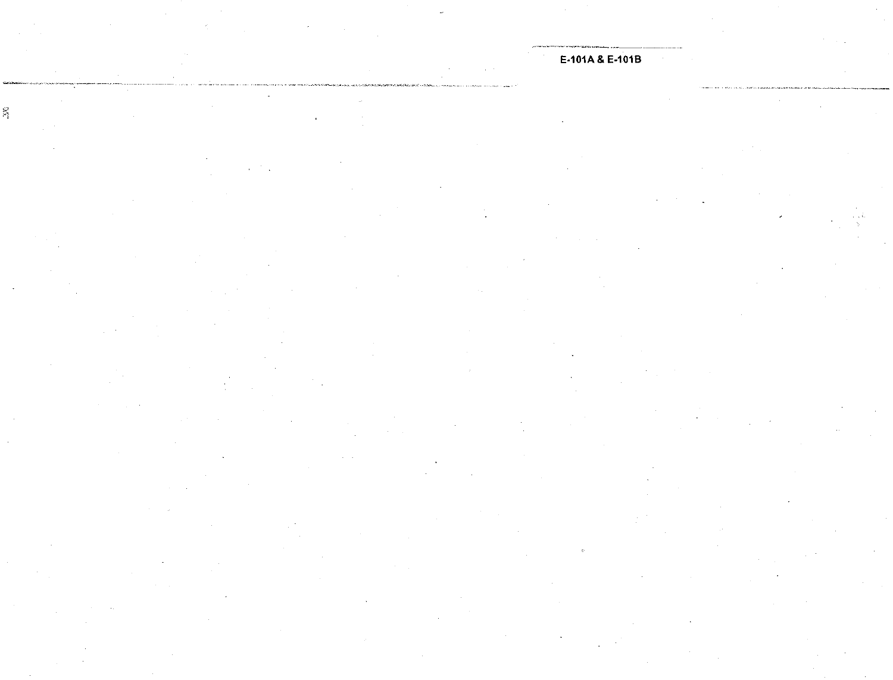E-101A & E-101B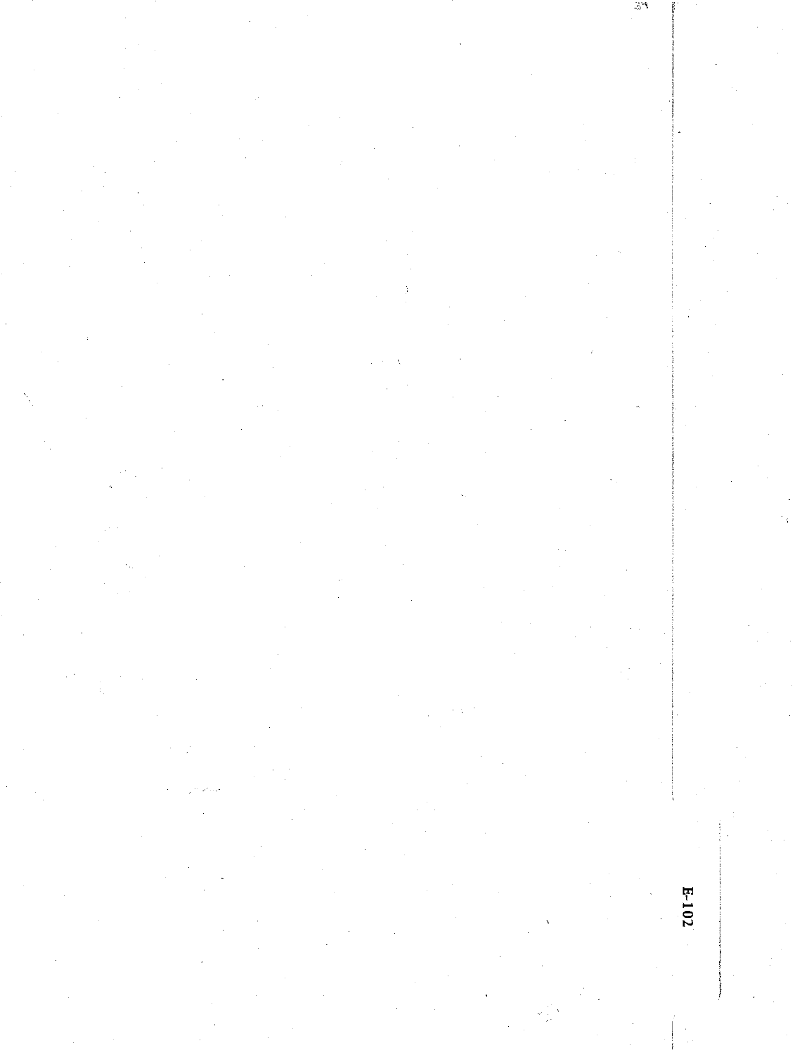E-102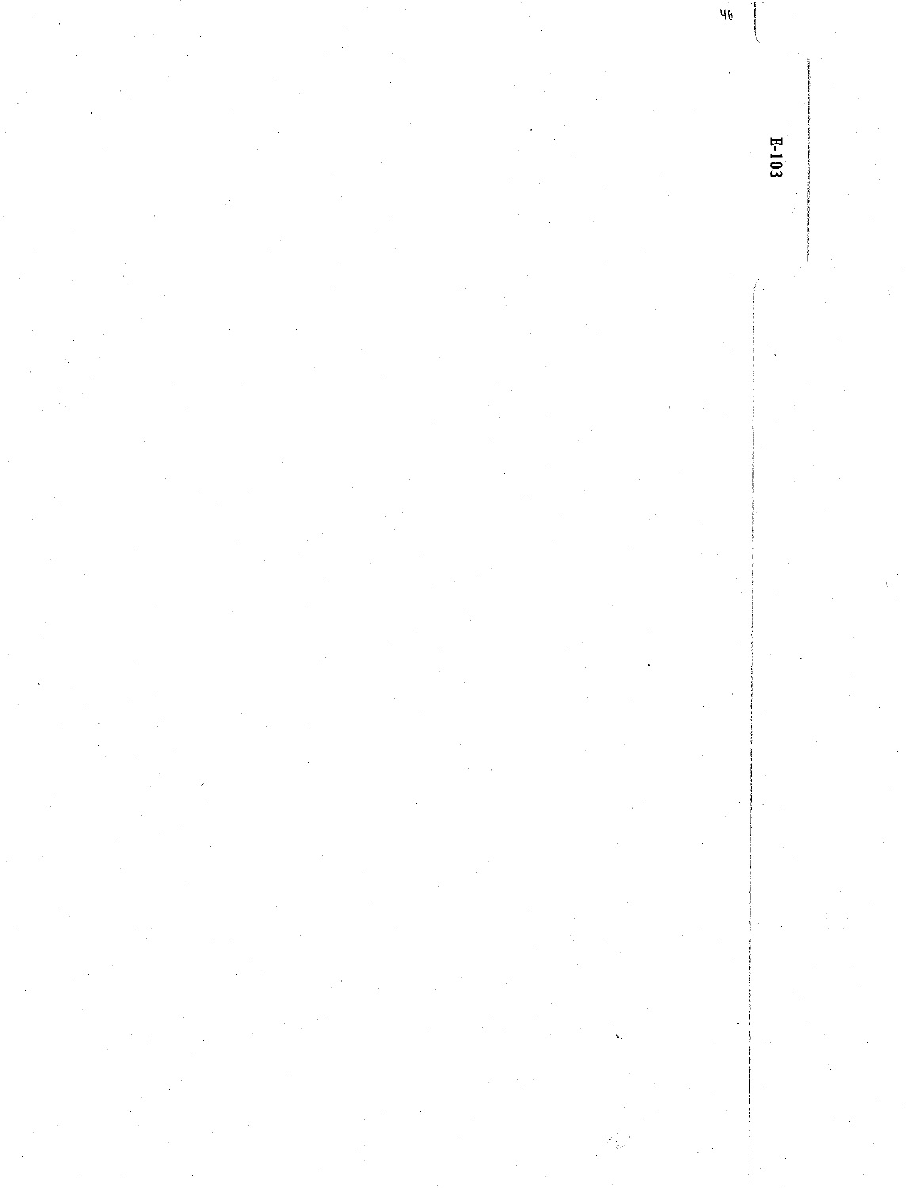E-103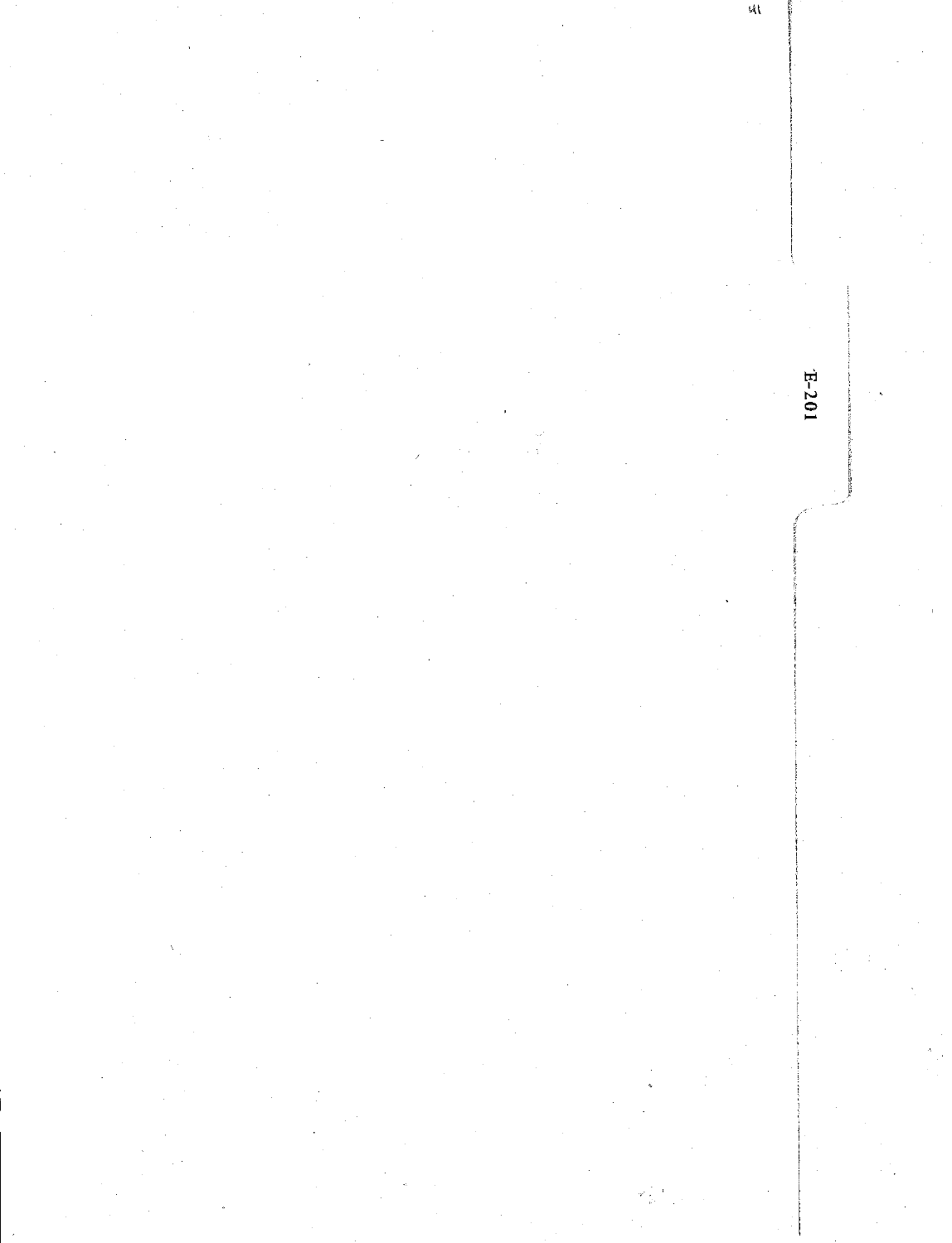E-201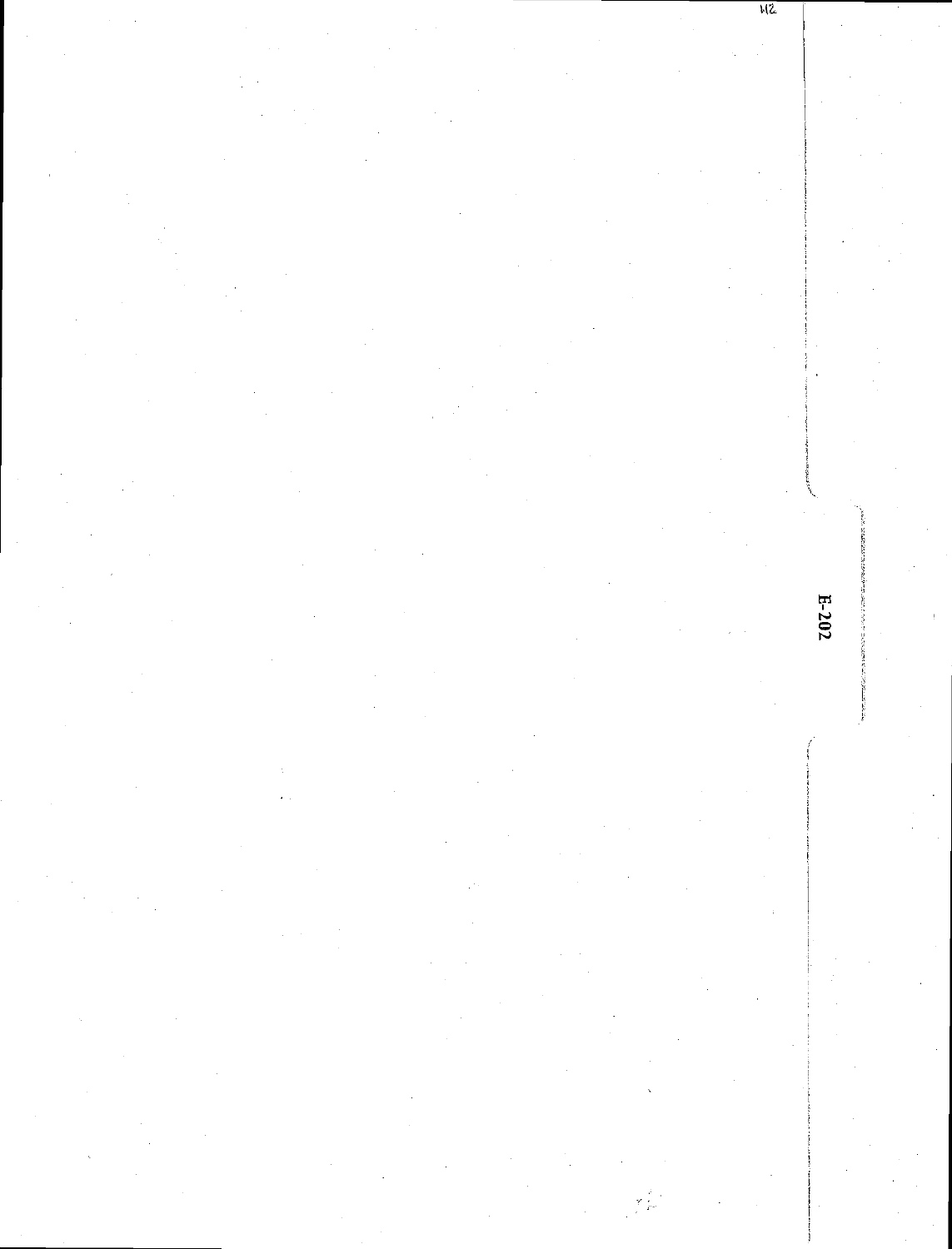E-202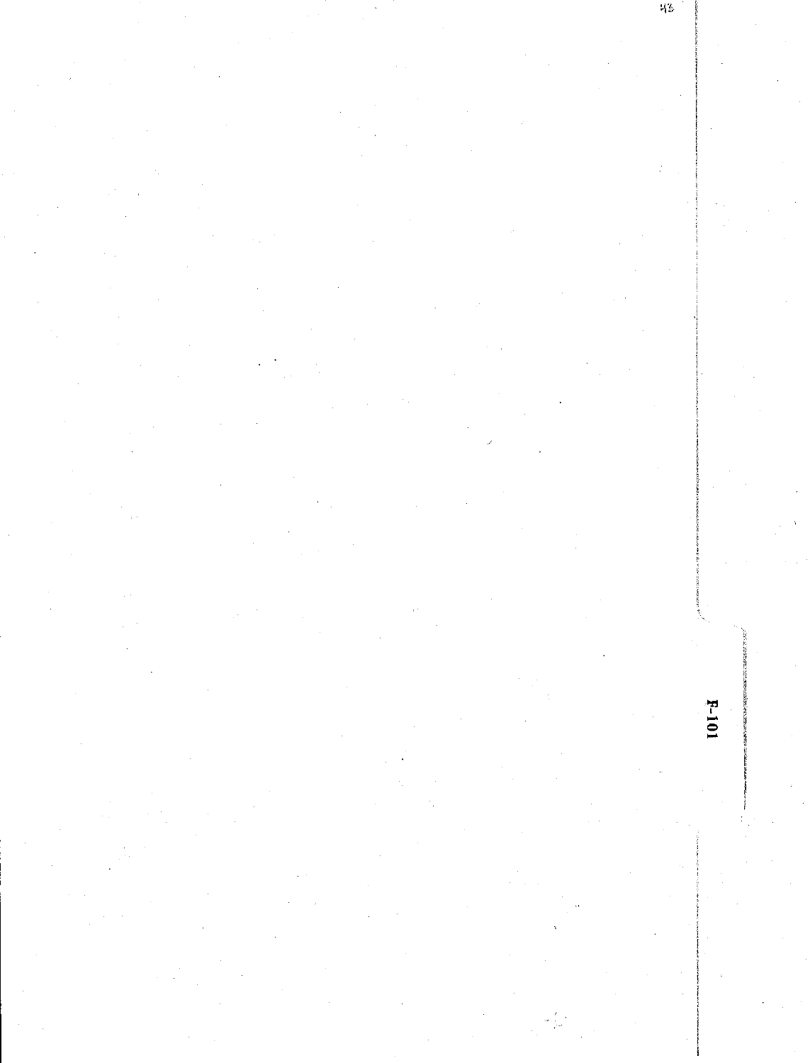F-101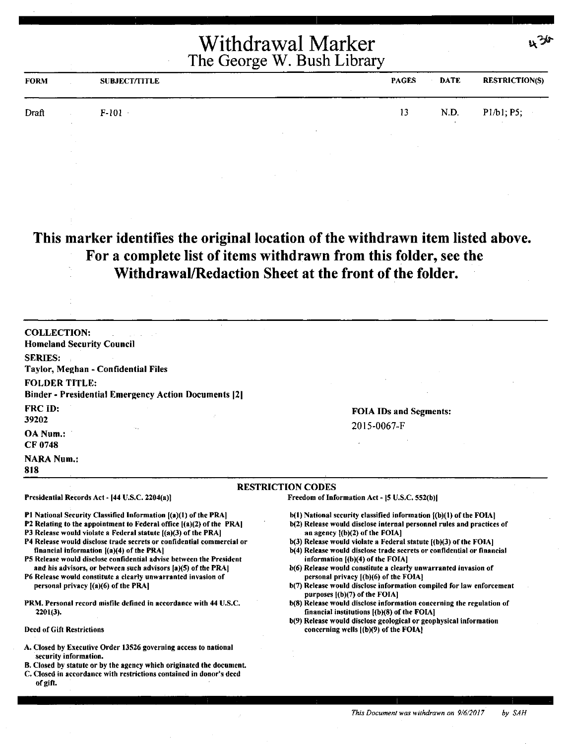# Withdrawal Marker
## The George W. Bush Library

436

| FORM | SUBJECT/TITLE | PAGES | DATE | RESTRICTION(S) |
|---|---|---|---|---|
| Draft | F-101 | 13 | N.D. | P1/b1; P5; |

**This marker identifies the original location of the withdrawn item listed above. For a complete list of items withdrawn from this folder, see the Withdrawal/Redaction Sheet at the front of the folder.**

**COLLECTION:**
Homeland Security Council

**SERIES:**
Taylor, Meghan - Confidential Files

**FOLDER TITLE:**
Binder - Presidential Emergency Action Documents [2]

**FRC ID:**
39202

**OA Num.:**
CF 0748

**NARA Num.:**
818

**FOIA IDs and Segments:**
2015-0067-F

### RESTRICTION CODES

**Presidential Records Act - [44 U.S.C. 2204(a)]**

- P1 National Security Classified Information [(a)(1) of the PRA]
- P2 Relating to the appointment to Federal office [(a)(2) of the PRA]
- P3 Release would violate a Federal statute [(a)(3) of the PRA]
- P4 Release would disclose trade secrets or confidential commercial or financial information [(a)(4) of the PRA]
- P5 Release would disclose confidential advise between the President and his advisors, or between such advisors [a)(5) of the PRA]
- P6 Release would constitute a clearly unwarranted invasion of personal privacy [(a)(6) of the PRA]

PRM. Personal record misfile defined in accordance with 44 U.S.C. 2201(3).

**Deed of Gift Restrictions**

- A. Closed by Executive Order 13526 governing access to national security information.
- B. Closed by statute or by the agency which originated the document.
- C. Closed in accordance with restrictions contained in donor's deed of gift.

**Freedom of Information Act - [5 U.S.C. 552(b)]**

- b(1) National security classified information [(b)(1) of the FOIA]
- b(2) Release would disclose internal personnel rules and practices of an agency [(b)(2) of the FOIA]
- b(3) Release would violate a Federal statute [(b)(3) of the FOIA]
- b(4) Release would disclose trade secrets or confidential or financial information [(b)(4) of the FOIA]
- b(6) Release would constitute a clearly unwarranted invasion of personal privacy [(b)(6) of the FOIA]
- b(7) Release would disclose information compiled for law enforcement purposes [(b)(7) of the FOIA]
- b(8) Release would disclose information concerning the regulation of financial institutions [(b)(8) of the FOIA]
- b(9) Release would disclose geological or geophysical information concerning wells [(b)(9) of the FOIA]

*This Document was withdrawn on 9/6/2017 by SAH*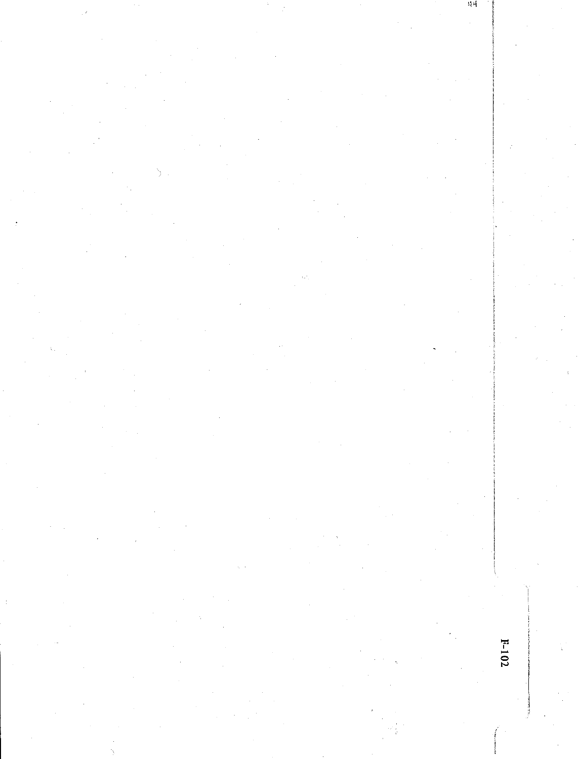F-102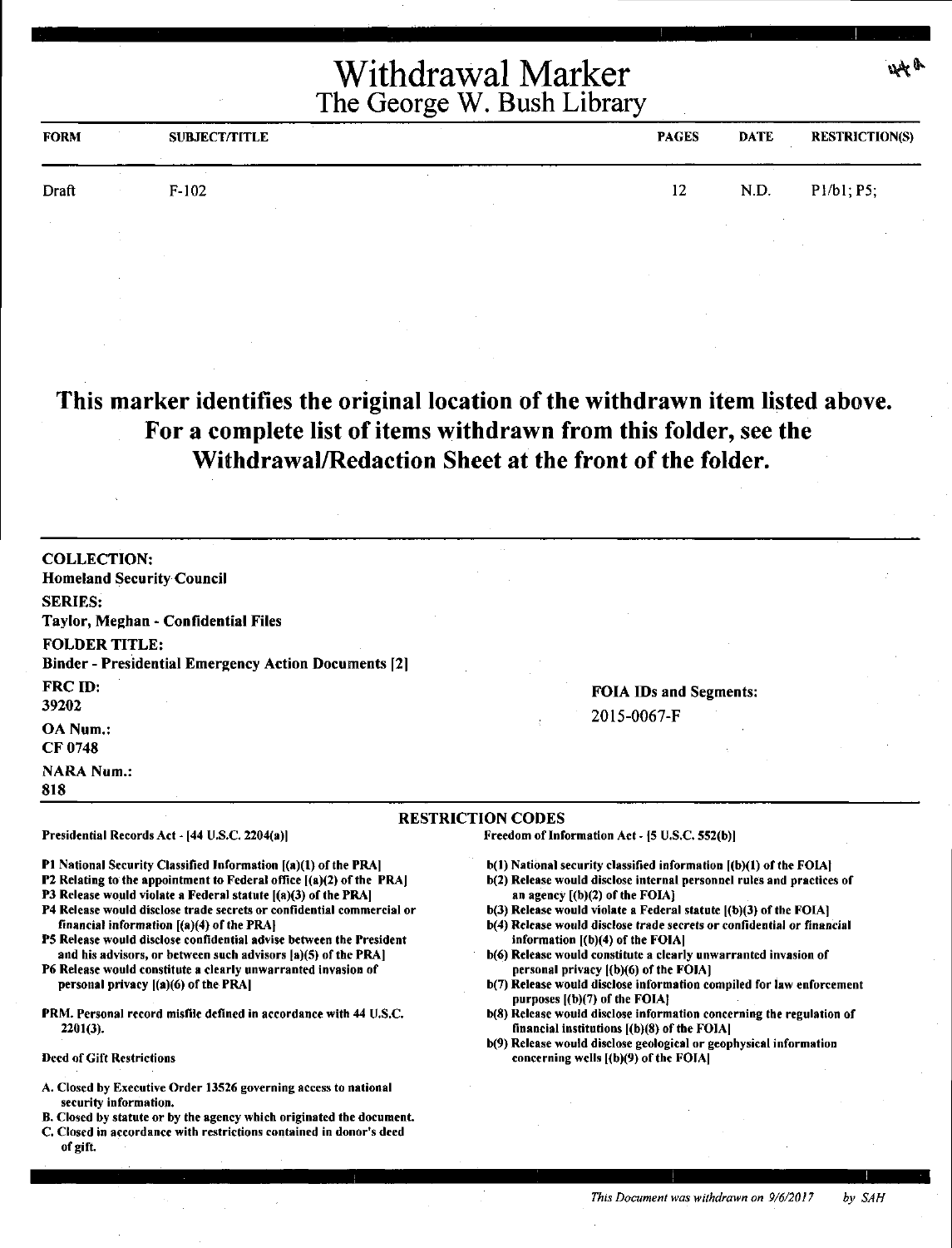# Withdrawal Marker
## The George W. Bush Library

44a

| FORM | SUBJECT/TITLE | PAGES | DATE | RESTRICTION(S) |
|---|---|---|---|---|
| Draft | F-102 | 12 | N.D. | P1/b1; P5; |

**This marker identifies the original location of the withdrawn item listed above. For a complete list of items withdrawn from this folder, see the Withdrawal/Redaction Sheet at the front of the folder.**

**COLLECTION:**
**Homeland Security Council**

**SERIES:**
**Taylor, Meghan - Confidential Files**

**FOLDER TITLE:**
**Binder - Presidential Emergency Action Documents [2]**

**FRC ID:**
**39202**

**OA Num.:**
**CF 0748**

**NARA Num.:**
**818**

**FOIA IDs and Segments:**
2015-0067-F

**RESTRICTION CODES**

**Presidential Records Act - [44 U.S.C. 2204(a)]**

**P1 National Security Classified Information [(a)(1) of the PRA]**
**P2 Relating to the appointment to Federal office [(a)(2) of the PRA]**
**P3 Release would violate a Federal statute [(a)(3) of the PRA]**
**P4 Release would disclose trade secrets or confidential commercial or financial information [(a)(4) of the PRA]**
**P5 Release would disclose confidential advise between the President and his advisors, or between such advisors [a)(5) of the PRA]**
**P6 Release would constitute a clearly unwarranted invasion of personal privacy [(a)(6) of the PRA]**

**PRM. Personal record misfile defined in accordance with 44 U.S.C. 2201(3).**

**Deed of Gift Restrictions**

**A. Closed by Executive Order 13526 governing access to national security information.**
**B. Closed by statute or by the agency which originated the document.**
**C. Closed in accordance with restrictions contained in donor's deed of gift.**

**Freedom of Information Act - [5 U.S.C. 552(b)]**

**b(1) National security classified information [(b)(1) of the FOIA]**
**b(2) Release would disclose internal personnel rules and practices of an agency [(b)(2) of the FOIA]**
**b(3) Release would violate a Federal statute [(b)(3) of the FOIA]**
**b(4) Release would disclose trade secrets or confidential or financial information [(b)(4) of the FOIA]**
**b(6) Release would constitute a clearly unwarranted invasion of personal privacy [(b)(6) of the FOIA]**
**b(7) Release would disclose information compiled for law enforcement purposes [(b)(7) of the FOIA]**
**b(8) Release would disclose information concerning the regulation of financial institutions [(b)(8) of the FOIA]**
**b(9) Release would disclose geological or geophysical information concerning wells [(b)(9) of the FOIA]**

*This Document was withdrawn on 9/6/2017 by SAH*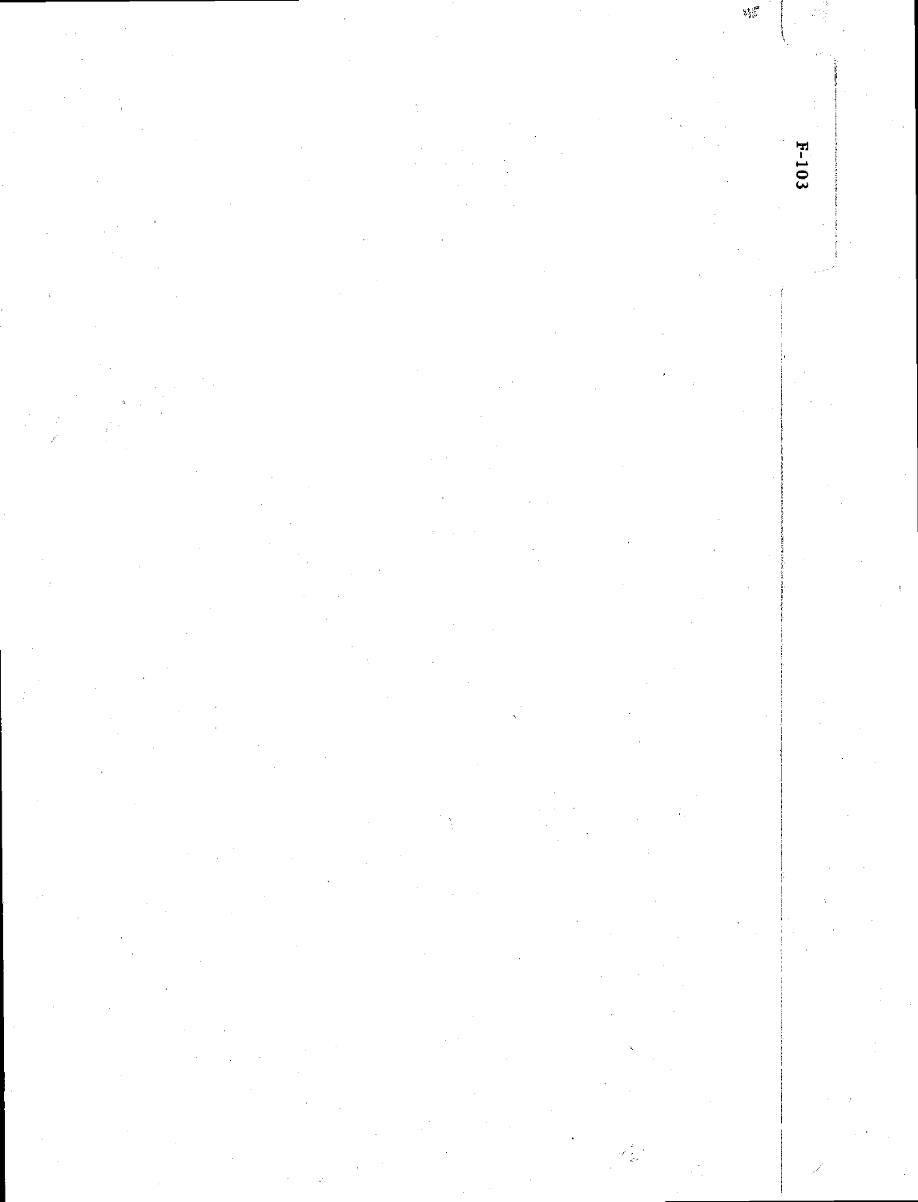F-103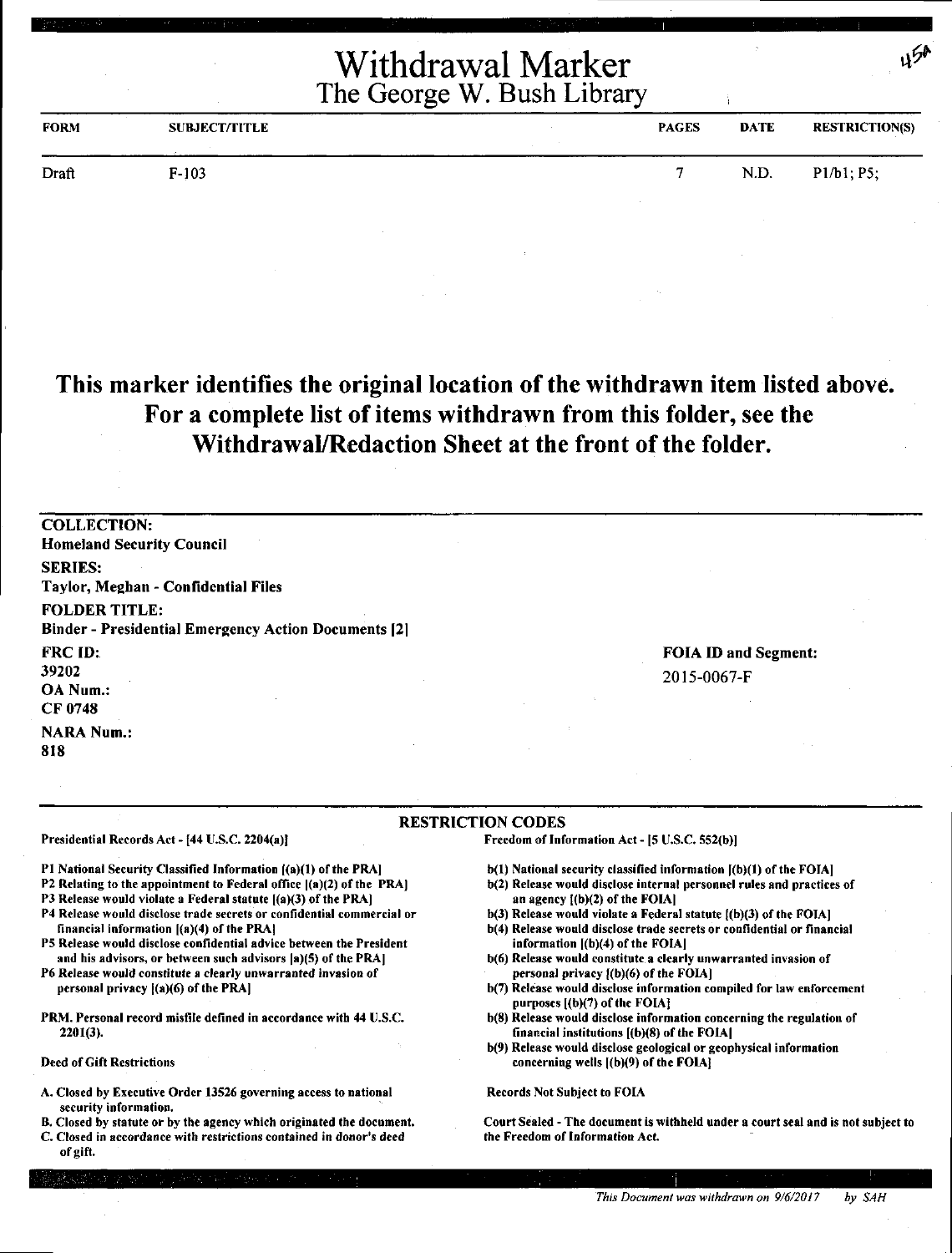# Withdrawal Marker
## The George W. Bush Library

45A

| FORM | SUBJECT/TITLE | PAGES | DATE | RESTRICTION(S) |
|---|---|---|---|---|
| Draft | F-103 | 7 | N.D. | P1/b1; P5; |

**This marker identifies the original location of the withdrawn item listed above. For a complete list of items withdrawn from this folder, see the Withdrawal/Redaction Sheet at the front of the folder.**

**COLLECTION:**
**Homeland Security Council**

**SERIES:**
**Taylor, Meghan - Confidential Files**

**FOLDER TITLE:**
**Binder - Presidential Emergency Action Documents [2]**

**FRC ID:**
**39202**

**OA Num.:**
**CF 0748**

**NARA Num.:**
**818**

**FOIA ID and Segment:**
2015-0067-F

**RESTRICTION CODES**

Presidential Records Act - [44 U.S.C. 2204(a)]

P1 National Security Classified Information [(a)(1) of the PRA]
P2 Relating to the appointment to Federal office [(a)(2) of the PRA]
P3 Release would violate a Federal statute [(a)(3) of the PRA]
P4 Release would disclose trade secrets or confidential commercial or financial information [(a)(4) of the PRA]
P5 Release would disclose confidential advice between the President and his advisors, or between such advisors [a)(5) of the PRA]
P6 Release would constitute a clearly unwarranted invasion of personal privacy [(a)(6) of the PRA]

PRM. Personal record misfile defined in accordance with 44 U.S.C. 2201(3).

Deed of Gift Restrictions

A. Closed by Executive Order 13526 governing access to national security information.
B. Closed by statute or by the agency which originated the document.
C. Closed in accordance with restrictions contained in donor's deed of gift.

Freedom of Information Act - [5 U.S.C. 552(b)]

b(1) National security classified information [(b)(1) of the FOIA]
b(2) Release would disclose internal personnel rules and practices of an agency [(b)(2) of the FOIA]
b(3) Release would violate a Federal statute [(b)(3) of the FOIA]
b(4) Release would disclose trade secrets or confidential or financial information [(b)(4) of the FOIA]
b(6) Release would constitute a clearly unwarranted invasion of personal privacy [(b)(6) of the FOIA]
b(7) Release would disclose information compiled for law enforcement purposes [(b)(7) of the FOIA]
b(8) Release would disclose information concerning the regulation of financial institutions [(b)(8) of the FOIA]
b(9) Release would disclose geological or geophysical information concerning wells [(b)(9) of the FOIA]

Records Not Subject to FOIA

Court Sealed - The document is withheld under a court seal and is not subject to the Freedom of Information Act.

*This Document was withdrawn on 9/6/2017 by SAH*